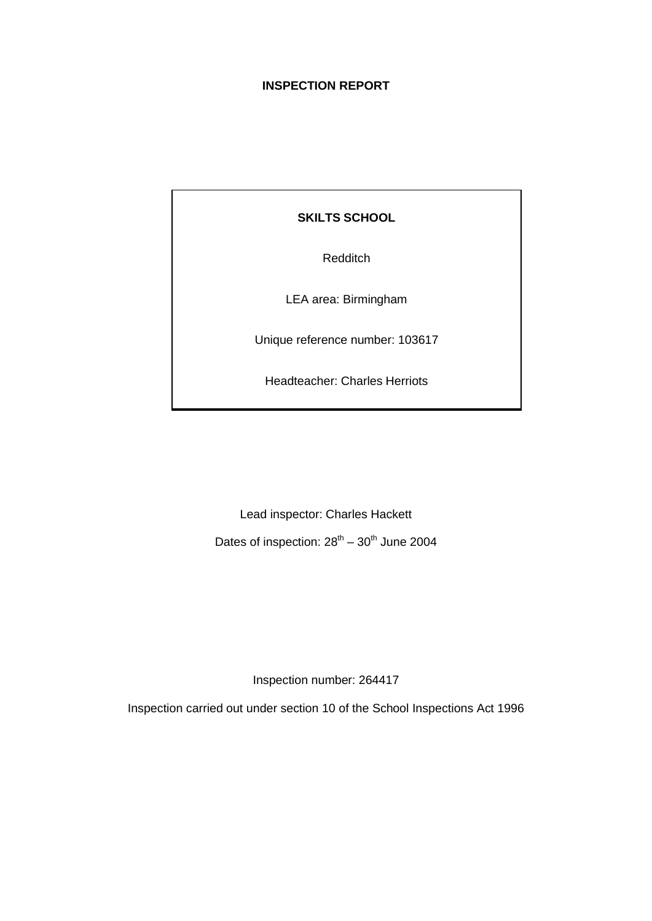**INSPECTION REPORT**

**SKILTS SCHOOL**

Redditch

LEA area: Birmingham

Unique reference number: 103617

Headteacher: Charles Herriots

Lead inspector: Charles Hackett

Dates of inspection: 28th – 30th June 2004

Inspection number: 264417

Inspection carried out under section 10 of the School Inspections Act 1996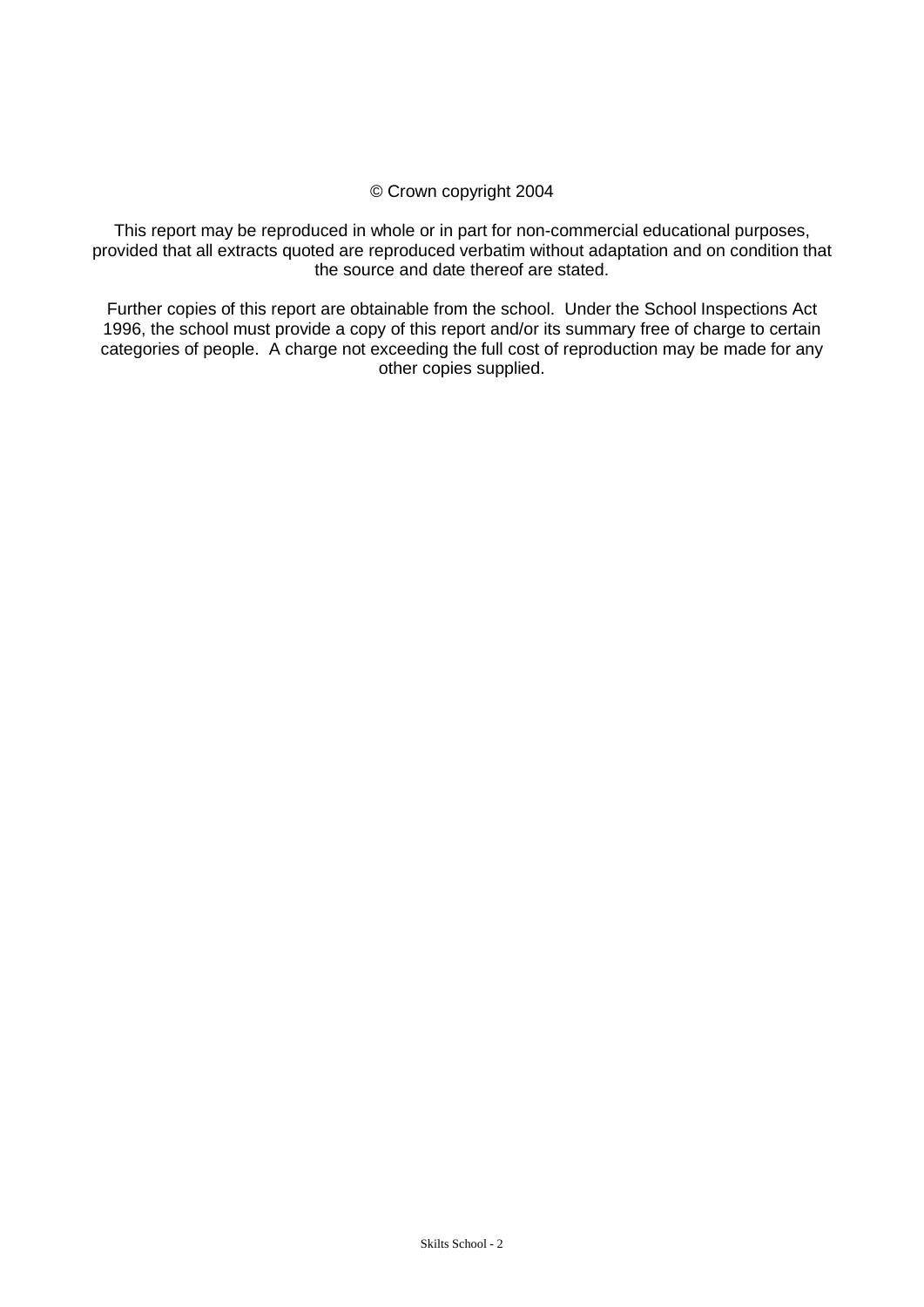© Crown copyright 2004

This report may be reproduced in whole or in part for non-commercial educational purposes, provided that all extracts quoted are reproduced verbatim without adaptation and on condition that the source and date thereof are stated.

Further copies of this report are obtainable from the school. Under the School Inspections Act 1996, the school must provide a copy of this report and/or its summary free of charge to certain categories of people. A charge not exceeding the full cost of reproduction may be made for any other copies supplied.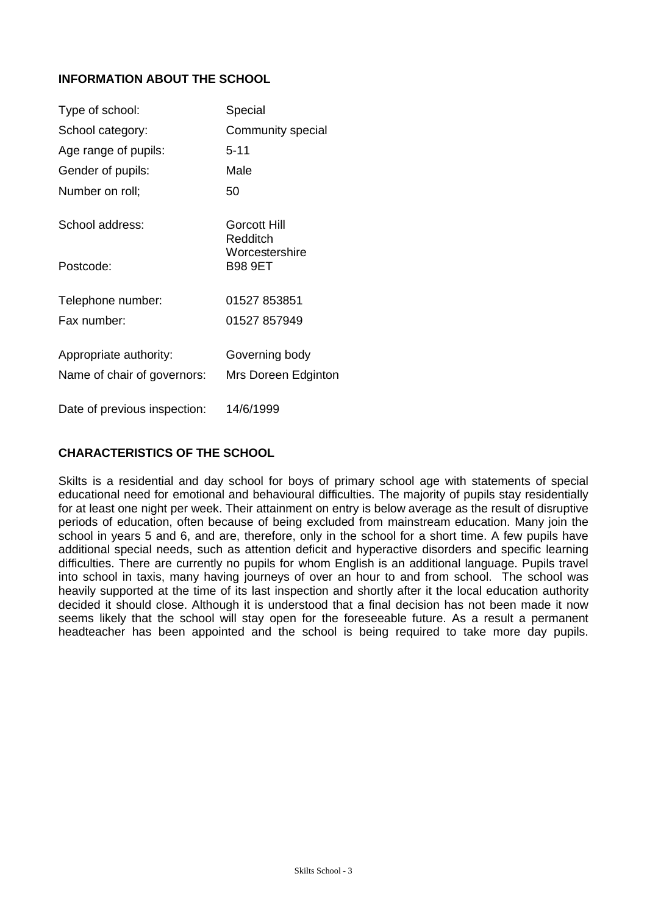## INFORMATION ABOUT THE SCHOOL

| | |
|---|---|
| Type of school: | Special |
| School category: | Community special |
| Age range of pupils: | 5-11 |
| Gender of pupils: | Male |
| Number on roll; | 50 |
| School address: | Gorcott Hill<br>Redditch<br>Worcestershire |
| Postcode: | B98 9ET |
| Telephone number: | 01527 853851 |
| Fax number: | 01527 857949 |
| Appropriate authority: | Governing body |
| Name of chair of governors: | Mrs Doreen Edginton |
| Date of previous inspection: | 14/6/1999 |

## CHARACTERISTICS OF THE SCHOOL

Skilts is a residential and day school for boys of primary school age with statements of special educational need for emotional and behavioural difficulties. The majority of pupils stay residentially for at least one night per week. Their attainment on entry is below average as the result of disruptive periods of education, often because of being excluded from mainstream education. Many join the school in years 5 and 6, and are, therefore, only in the school for a short time. A few pupils have additional special needs, such as attention deficit and hyperactive disorders and specific learning difficulties. There are currently no pupils for whom English is an additional language. Pupils travel into school in taxis, many having journeys of over an hour to and from school. The school was heavily supported at the time of its last inspection and shortly after it the local education authority decided it should close. Although it is understood that a final decision has not been made it now seems likely that the school will stay open for the foreseeable future. As a result a permanent headteacher has been appointed and the school is being required to take more day pupils.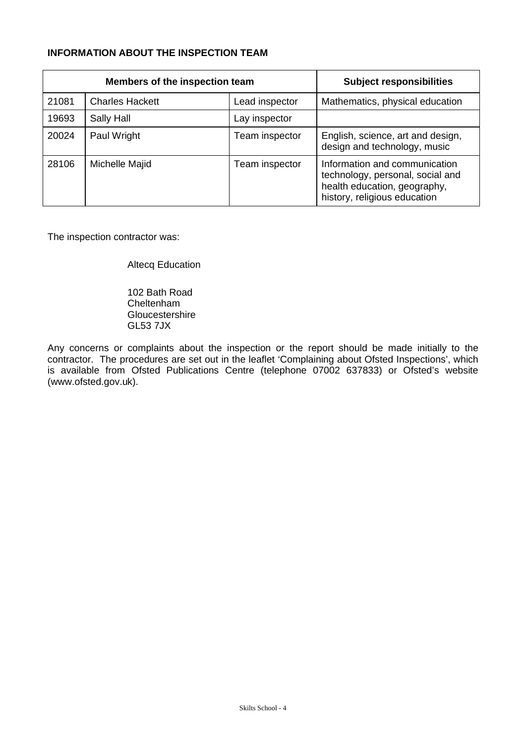**INFORMATION ABOUT THE INSPECTION TEAM**

| Members of the inspection team | | | Subject responsibilities |
|---|---|---|---|
| 21081 | Charles Hackett | Lead inspector | Mathematics, physical education |
| 19693 | Sally Hall | Lay inspector | |
| 20024 | Paul Wright | Team inspector | English, science, art and design, design and technology, music |
| 28106 | Michelle Majid | Team inspector | Information and communication technology, personal, social and health education, geography, history, religious education |

The inspection contractor was:

Altecq Education

102 Bath Road
Cheltenham
Gloucestershire
GL53 7JX

Any concerns or complaints about the inspection or the report should be made initially to the contractor. The procedures are set out in the leaflet 'Complaining about Ofsted Inspections', which is available from Ofsted Publications Centre (telephone 07002 637833) or Ofsted's website (www.ofsted.gov.uk).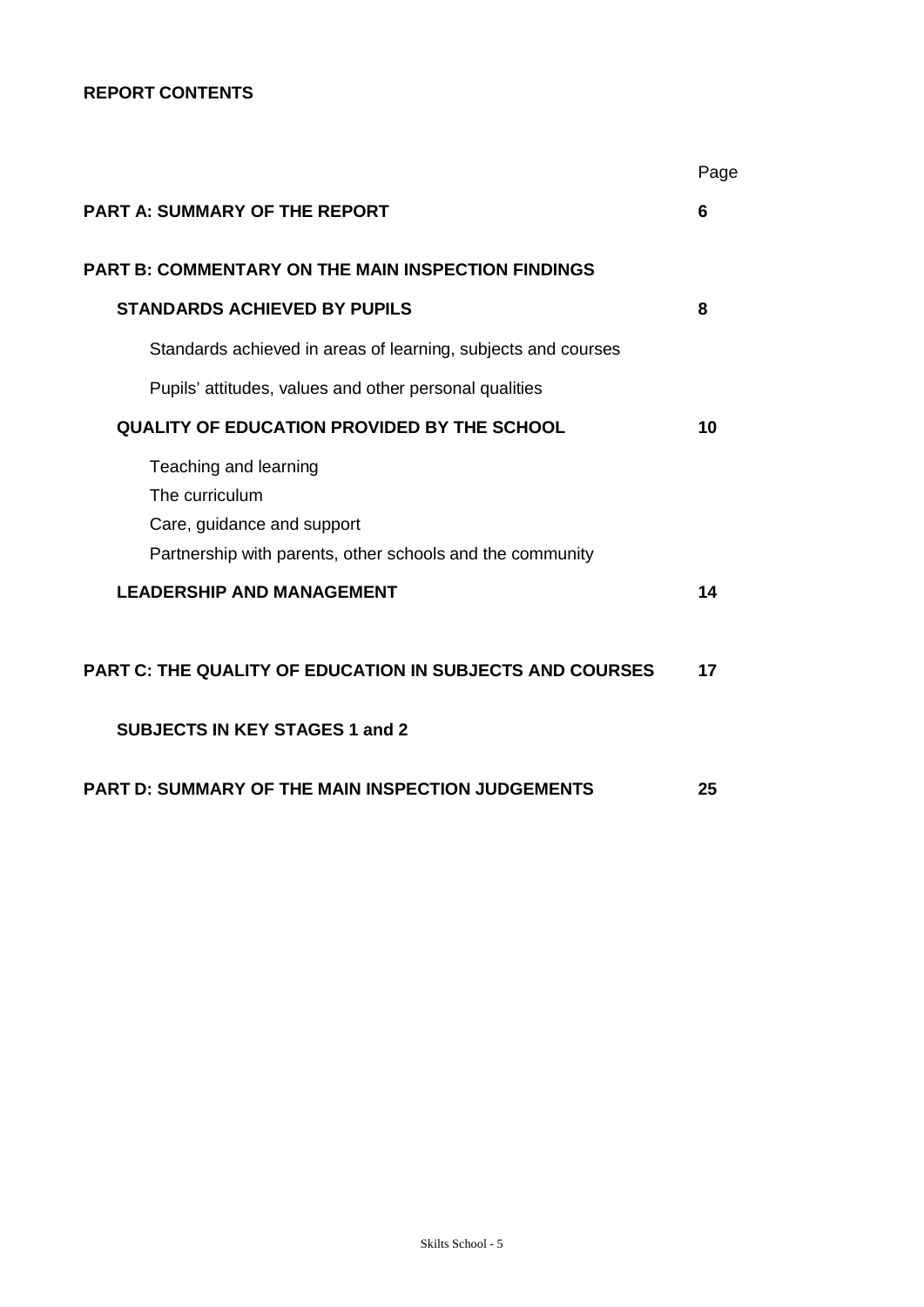**REPORT CONTENTS**

| | Page |
|---|---|
| **PART A: SUMMARY OF THE REPORT** | **6** |
| **PART B: COMMENTARY ON THE MAIN INSPECTION FINDINGS** | |
| **STANDARDS ACHIEVED BY PUPILS** | **8** |
| Standards achieved in areas of learning, subjects and courses | |
| Pupils' attitudes, values and other personal qualities | |
| **QUALITY OF EDUCATION PROVIDED BY THE SCHOOL** | **10** |
| Teaching and learning<br>The curriculum<br>Care, guidance and support<br>Partnership with parents, other schools and the community | |
| **LEADERSHIP AND MANAGEMENT** | **14** |
| **PART C: THE QUALITY OF EDUCATION IN SUBJECTS AND COURSES** | **17** |
| **SUBJECTS IN KEY STAGES 1 and 2** | |
| **PART D: SUMMARY OF THE MAIN INSPECTION JUDGEMENTS** | **25** |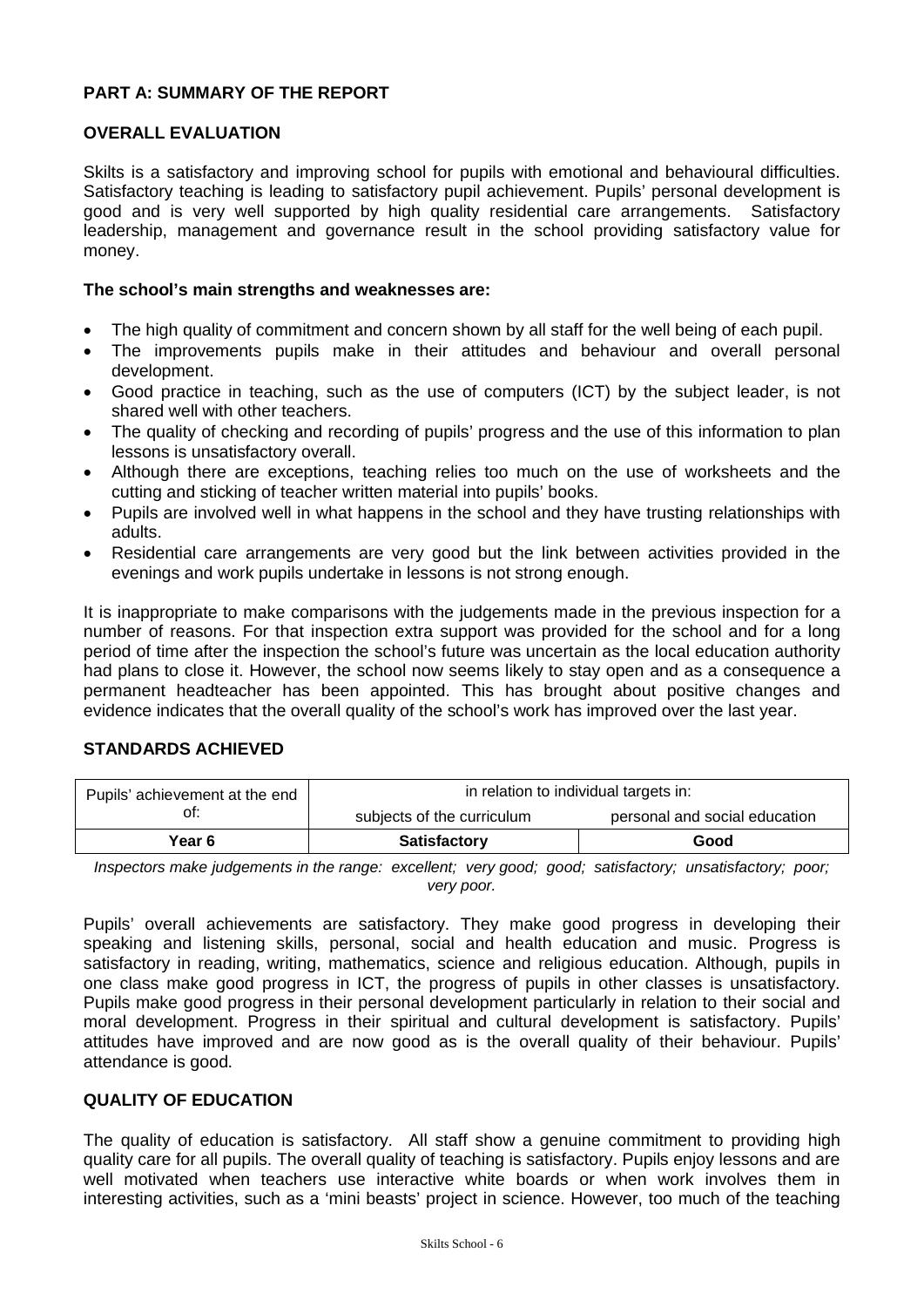## PART A: SUMMARY OF THE REPORT

### OVERALL EVALUATION

Skilts is a satisfactory and improving school for pupils with emotional and behavioural difficulties. Satisfactory teaching is leading to satisfactory pupil achievement. Pupils' personal development is good and is very well supported by high quality residential care arrangements. Satisfactory leadership, management and governance result in the school providing satisfactory value for money.

**The school's main strengths and weaknesses are:**

- The high quality of commitment and concern shown by all staff for the well being of each pupil.
- The improvements pupils make in their attitudes and behaviour and overall personal development.
- Good practice in teaching, such as the use of computers (ICT) by the subject leader, is not shared well with other teachers.
- The quality of checking and recording of pupils' progress and the use of this information to plan lessons is unsatisfactory overall.
- Although there are exceptions, teaching relies too much on the use of worksheets and the cutting and sticking of teacher written material into pupils' books.
- Pupils are involved well in what happens in the school and they have trusting relationships with adults.
- Residential care arrangements are very good but the link between activities provided in the evenings and work pupils undertake in lessons is not strong enough.

It is inappropriate to make comparisons with the judgements made in the previous inspection for a number of reasons. For that inspection extra support was provided for the school and for a long period of time after the inspection the school's future was uncertain as the local education authority had plans to close it. However, the school now seems likely to stay open and as a consequence a permanent headteacher has been appointed. This has brought about positive changes and evidence indicates that the overall quality of the school's work has improved over the last year.

### STANDARDS ACHIEVED

| Pupils' achievement at the end of: | in relation to individual targets in: | |
|---|---|---|
| | subjects of the curriculum | personal and social education |
| **Year 6** | **Satisfactory** | **Good** |

*Inspectors make judgements in the range: excellent; very good; good; satisfactory; unsatisfactory; poor; very poor.*

Pupils' overall achievements are satisfactory. They make good progress in developing their speaking and listening skills, personal, social and health education and music. Progress is satisfactory in reading, writing, mathematics, science and religious education. Although, pupils in one class make good progress in ICT, the progress of pupils in other classes is unsatisfactory. Pupils make good progress in their personal development particularly in relation to their social and moral development. Progress in their spiritual and cultural development is satisfactory. Pupils' attitudes have improved and are now good as is the overall quality of their behaviour. Pupils' attendance is good.

### QUALITY OF EDUCATION

The quality of education is satisfactory. All staff show a genuine commitment to providing high quality care for all pupils. The overall quality of teaching is satisfactory. Pupils enjoy lessons and are well motivated when teachers use interactive white boards or when work involves them in interesting activities, such as a 'mini beasts' project in science. However, too much of the teaching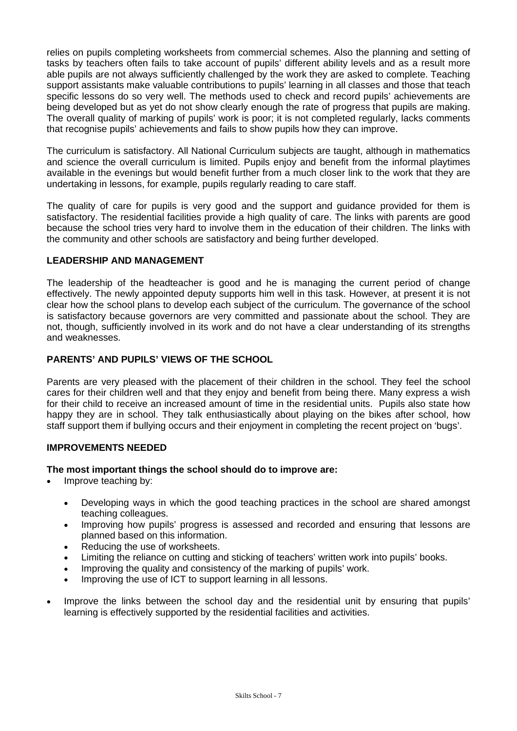relies on pupils completing worksheets from commercial schemes. Also the planning and setting of tasks by teachers often fails to take account of pupils' different ability levels and as a result more able pupils are not always sufficiently challenged by the work they are asked to complete. Teaching support assistants make valuable contributions to pupils' learning in all classes and those that teach specific lessons do so very well. The methods used to check and record pupils' achievements are being developed but as yet do not show clearly enough the rate of progress that pupils are making. The overall quality of marking of pupils' work is poor; it is not completed regularly, lacks comments that recognise pupils' achievements and fails to show pupils how they can improve.

The curriculum is satisfactory. All National Curriculum subjects are taught, although in mathematics and science the overall curriculum is limited. Pupils enjoy and benefit from the informal playtimes available in the evenings but would benefit further from a much closer link to the work that they are undertaking in lessons, for example, pupils regularly reading to care staff.

The quality of care for pupils is very good and the support and guidance provided for them is satisfactory. The residential facilities provide a high quality of care. The links with parents are good because the school tries very hard to involve them in the education of their children. The links with the community and other schools are satisfactory and being further developed.

## LEADERSHIP AND MANAGEMENT

The leadership of the headteacher is good and he is managing the current period of change effectively. The newly appointed deputy supports him well in this task. However, at present it is not clear how the school plans to develop each subject of the curriculum. The governance of the school is satisfactory because governors are very committed and passionate about the school. They are not, though, sufficiently involved in its work and do not have a clear understanding of its strengths and weaknesses.

## PARENTS' AND PUPILS' VIEWS OF THE SCHOOL

Parents are very pleased with the placement of their children in the school. They feel the school cares for their children well and that they enjoy and benefit from being there. Many express a wish for their child to receive an increased amount of time in the residential units. Pupils also state how happy they are in school. They talk enthusiastically about playing on the bikes after school, how staff support them if bullying occurs and their enjoyment in completing the recent project on 'bugs'.

## IMPROVEMENTS NEEDED

**The most important things the school should do to improve are:**

- Improve teaching by:
  - Developing ways in which the good teaching practices in the school are shared amongst teaching colleagues.
  - Improving how pupils' progress is assessed and recorded and ensuring that lessons are planned based on this information.
  - Reducing the use of worksheets.
  - Limiting the reliance on cutting and sticking of teachers' written work into pupils' books.
  - Improving the quality and consistency of the marking of pupils' work.
  - Improving the use of ICT to support learning in all lessons.
- Improve the links between the school day and the residential unit by ensuring that pupils' learning is effectively supported by the residential facilities and activities.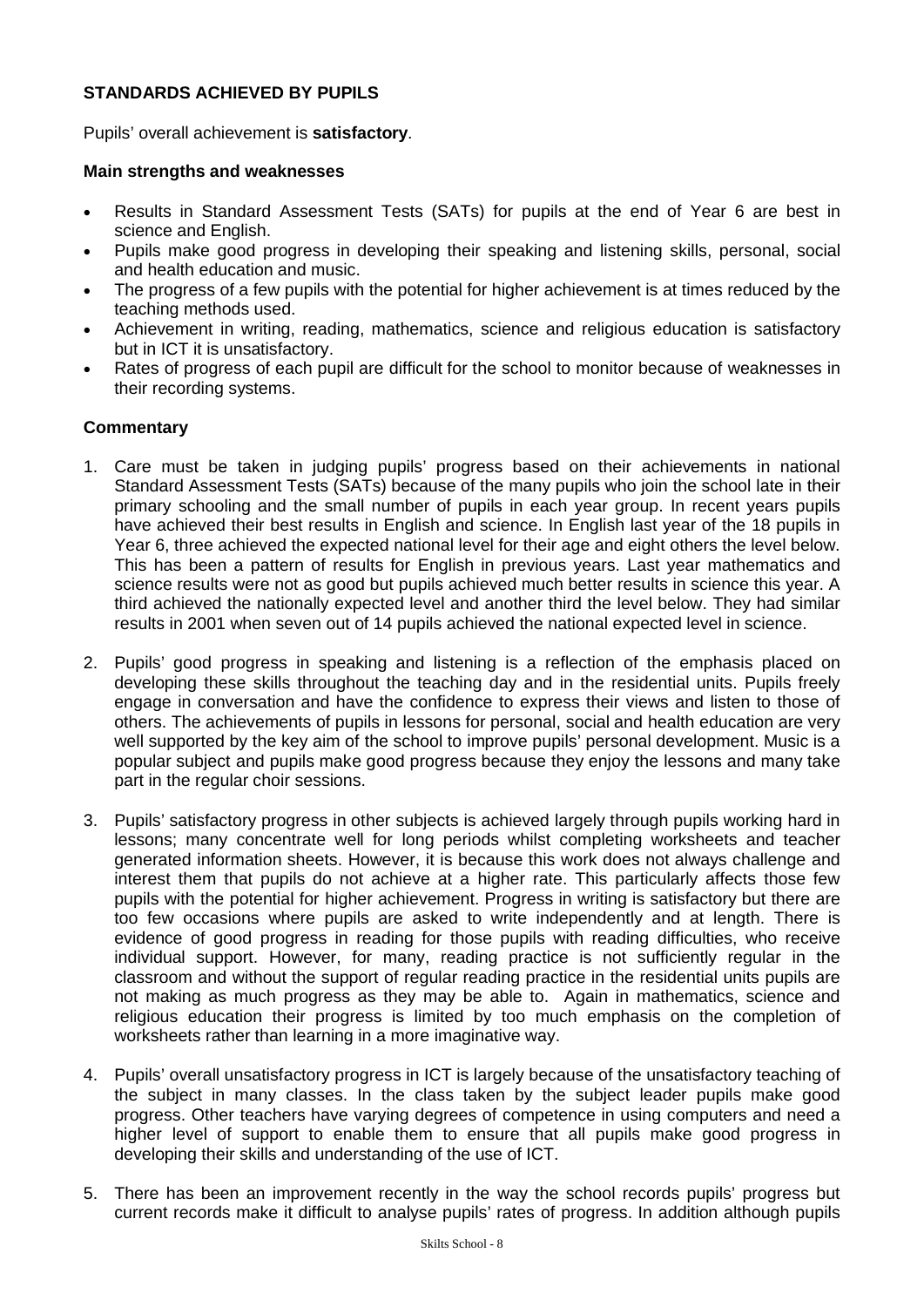### STANDARDS ACHIEVED BY PUPILS

Pupils' overall achievement is **satisfactory**.

#### Main strengths and weaknesses

- Results in Standard Assessment Tests (SATs) for pupils at the end of Year 6 are best in science and English.
- Pupils make good progress in developing their speaking and listening skills, personal, social and health education and music.
- The progress of a few pupils with the potential for higher achievement is at times reduced by the teaching methods used.
- Achievement in writing, reading, mathematics, science and religious education is satisfactory but in ICT it is unsatisfactory.
- Rates of progress of each pupil are difficult for the school to monitor because of weaknesses in their recording systems.

#### Commentary

1. Care must be taken in judging pupils' progress based on their achievements in national Standard Assessment Tests (SATs) because of the many pupils who join the school late in their primary schooling and the small number of pupils in each year group. In recent years pupils have achieved their best results in English and science. In English last year of the 18 pupils in Year 6, three achieved the expected national level for their age and eight others the level below. This has been a pattern of results for English in previous years. Last year mathematics and science results were not as good but pupils achieved much better results in science this year. A third achieved the nationally expected level and another third the level below. They had similar results in 2001 when seven out of 14 pupils achieved the national expected level in science.

2. Pupils' good progress in speaking and listening is a reflection of the emphasis placed on developing these skills throughout the teaching day and in the residential units. Pupils freely engage in conversation and have the confidence to express their views and listen to those of others. The achievements of pupils in lessons for personal, social and health education are very well supported by the key aim of the school to improve pupils' personal development. Music is a popular subject and pupils make good progress because they enjoy the lessons and many take part in the regular choir sessions.

3. Pupils' satisfactory progress in other subjects is achieved largely through pupils working hard in lessons; many concentrate well for long periods whilst completing worksheets and teacher generated information sheets. However, it is because this work does not always challenge and interest them that pupils do not achieve at a higher rate. This particularly affects those few pupils with the potential for higher achievement. Progress in writing is satisfactory but there are too few occasions where pupils are asked to write independently and at length. There is evidence of good progress in reading for those pupils with reading difficulties, who receive individual support. However, for many, reading practice is not sufficiently regular in the classroom and without the support of regular reading practice in the residential units pupils are not making as much progress as they may be able to. Again in mathematics, science and religious education their progress is limited by too much emphasis on the completion of worksheets rather than learning in a more imaginative way.

4. Pupils' overall unsatisfactory progress in ICT is largely because of the unsatisfactory teaching of the subject in many classes. In the class taken by the subject leader pupils make good progress. Other teachers have varying degrees of competence in using computers and need a higher level of support to enable them to ensure that all pupils make good progress in developing their skills and understanding of the use of ICT.

5. There has been an improvement recently in the way the school records pupils' progress but current records make it difficult to analyse pupils' rates of progress. In addition although pupils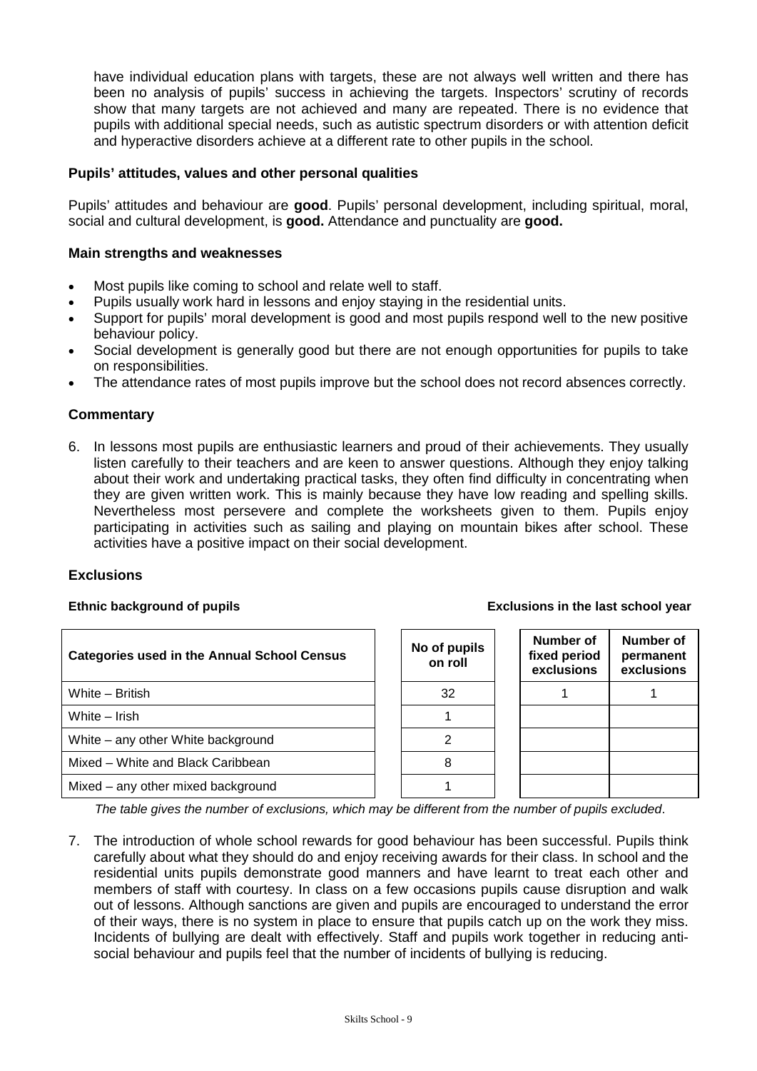have individual education plans with targets, these are not always well written and there has been no analysis of pupils' success in achieving the targets. Inspectors' scrutiny of records show that many targets are not achieved and many are repeated. There is no evidence that pupils with additional special needs, such as autistic spectrum disorders or with attention deficit and hyperactive disorders achieve at a different rate to other pupils in the school.

### Pupils' attitudes, values and other personal qualities

Pupils' attitudes and behaviour are **good**. Pupils' personal development, including spiritual, moral, social and cultural development, is **good.** Attendance and punctuality are **good.**

### Main strengths and weaknesses

- Most pupils like coming to school and relate well to staff.
- Pupils usually work hard in lessons and enjoy staying in the residential units.
- Support for pupils' moral development is good and most pupils respond well to the new positive behaviour policy.
- Social development is generally good but there are not enough opportunities for pupils to take on responsibilities.
- The attendance rates of most pupils improve but the school does not record absences correctly.

### Commentary

6. In lessons most pupils are enthusiastic learners and proud of their achievements. They usually listen carefully to their teachers and are keen to answer questions. Although they enjoy talking about their work and undertaking practical tasks, they often find difficulty in concentrating when they are given written work. This is mainly because they have low reading and spelling skills. Nevertheless most persevere and complete the worksheets given to them. Pupils enjoy participating in activities such as sailing and playing on mountain bikes after school. These activities have a positive impact on their social development.

### Exclusions

**Ethnic background of pupils** | **Exclusions in the last school year**

| Categories used in the Annual School Census | No of pupils on roll | Number of fixed period exclusions | Number of permanent exclusions |
|---|---|---|---|
| White – British | 32 | 1 | 1 |
| White – Irish | 1 | | |
| White – any other White background | 2 | | |
| Mixed – White and Black Caribbean | 8 | | |
| Mixed – any other mixed background | 1 | | |

*The table gives the number of exclusions, which may be different from the number of pupils excluded*.

7. The introduction of whole school rewards for good behaviour has been successful. Pupils think carefully about what they should do and enjoy receiving awards for their class. In school and the residential units pupils demonstrate good manners and have learnt to treat each other and members of staff with courtesy. In class on a few occasions pupils cause disruption and walk out of lessons. Although sanctions are given and pupils are encouraged to understand the error of their ways, there is no system in place to ensure that pupils catch up on the work they miss. Incidents of bullying are dealt with effectively. Staff and pupils work together in reducing anti-social behaviour and pupils feel that the number of incidents of bullying is reducing.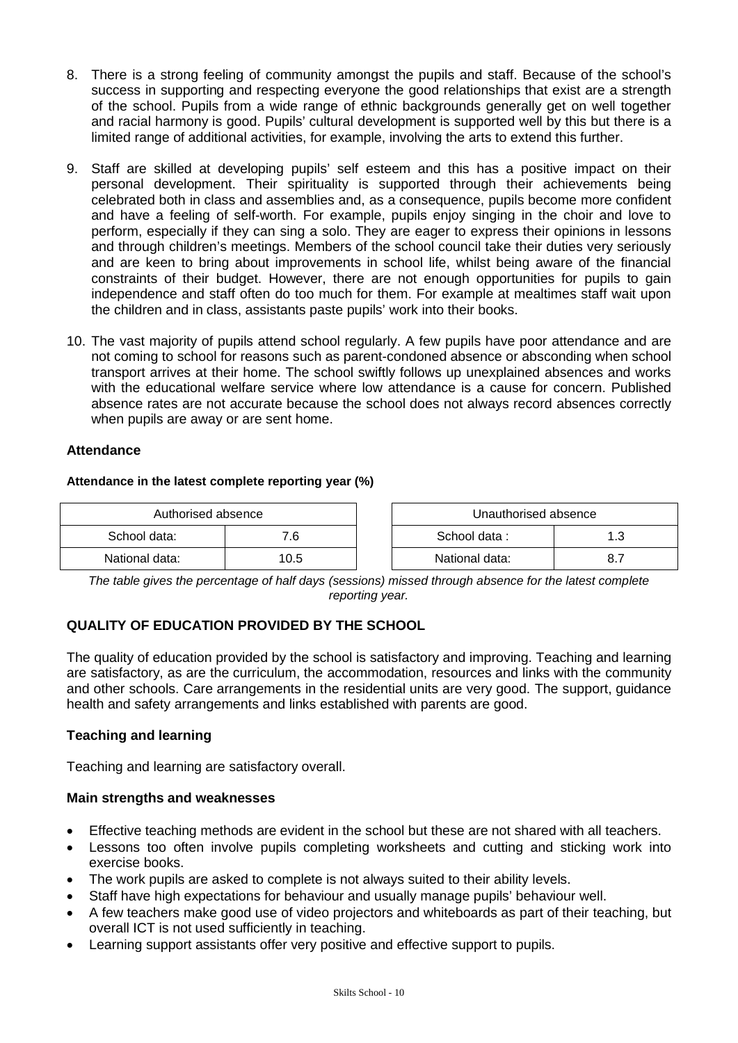8. There is a strong feeling of community amongst the pupils and staff. Because of the school's success in supporting and respecting everyone the good relationships that exist are a strength of the school. Pupils from a wide range of ethnic backgrounds generally get on well together and racial harmony is good. Pupils' cultural development is supported well by this but there is a limited range of additional activities, for example, involving the arts to extend this further.

9. Staff are skilled at developing pupils' self esteem and this has a positive impact on their personal development. Their spirituality is supported through their achievements being celebrated both in class and assemblies and, as a consequence, pupils become more confident and have a feeling of self-worth. For example, pupils enjoy singing in the choir and love to perform, especially if they can sing a solo. They are eager to express their opinions in lessons and through children's meetings. Members of the school council take their duties very seriously and are keen to bring about improvements in school life, whilst being aware of the financial constraints of their budget. However, there are not enough opportunities for pupils to gain independence and staff often do too much for them. For example at mealtimes staff wait upon the children and in class, assistants paste pupils' work into their books.

10. The vast majority of pupils attend school regularly. A few pupils have poor attendance and are not coming to school for reasons such as parent-condoned absence or absconding when school transport arrives at their home. The school swiftly follows up unexplained absences and works with the educational welfare service where low attendance is a cause for concern. Published absence rates are not accurate because the school does not always record absences correctly when pupils are away or are sent home.

### Attendance

**Attendance in the latest complete reporting year (%)**

| Authorised absence | |
|---|---|
| School data: | 7.6 |
| National data: | 10.5 |

| Unauthorised absence | |
|---|---|
| School data : | 1.3 |
| National data: | 8.7 |

*The table gives the percentage of half days (sessions) missed through absence for the latest complete reporting year.*

## QUALITY OF EDUCATION PROVIDED BY THE SCHOOL

The quality of education provided by the school is satisfactory and improving. Teaching and learning are satisfactory, as are the curriculum, the accommodation, resources and links with the community and other schools. Care arrangements in the residential units are very good. The support, guidance health and safety arrangements and links established with parents are good.

### Teaching and learning

Teaching and learning are satisfactory overall.

### Main strengths and weaknesses

- Effective teaching methods are evident in the school but these are not shared with all teachers.
- Lessons too often involve pupils completing worksheets and cutting and sticking work into exercise books.
- The work pupils are asked to complete is not always suited to their ability levels.
- Staff have high expectations for behaviour and usually manage pupils' behaviour well.
- A few teachers make good use of video projectors and whiteboards as part of their teaching, but overall ICT is not used sufficiently in teaching.
- Learning support assistants offer very positive and effective support to pupils.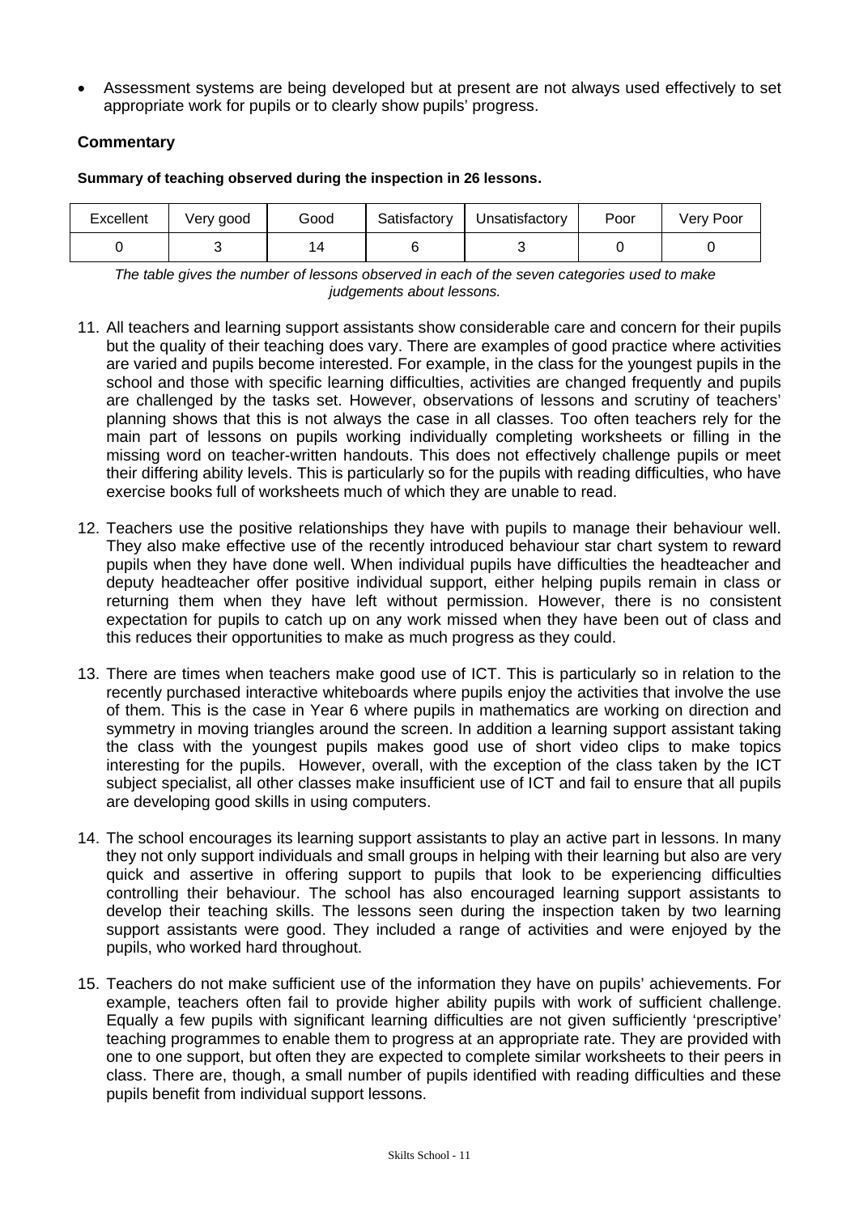- Assessment systems are being developed but at present are not always used effectively to set appropriate work for pupils or to clearly show pupils' progress.

### Commentary

**Summary of teaching observed during the inspection in 26 lessons.**

| Excellent | Very good | Good | Satisfactory | Unsatisfactory | Poor | Very Poor |
|---|---|---|---|---|---|---|
| 0 | 3 | 14 | 6 | 3 | 0 | 0 |

*The table gives the number of lessons observed in each of the seven categories used to make judgements about lessons.*

11. All teachers and learning support assistants show considerable care and concern for their pupils but the quality of their teaching does vary. There are examples of good practice where activities are varied and pupils become interested. For example, in the class for the youngest pupils in the school and those with specific learning difficulties, activities are changed frequently and pupils are challenged by the tasks set. However, observations of lessons and scrutiny of teachers' planning shows that this is not always the case in all classes. Too often teachers rely for the main part of lessons on pupils working individually completing worksheets or filling in the missing word on teacher-written handouts. This does not effectively challenge pupils or meet their differing ability levels. This is particularly so for the pupils with reading difficulties, who have exercise books full of worksheets much of which they are unable to read.

12. Teachers use the positive relationships they have with pupils to manage their behaviour well. They also make effective use of the recently introduced behaviour star chart system to reward pupils when they have done well. When individual pupils have difficulties the headteacher and deputy headteacher offer positive individual support, either helping pupils remain in class or returning them when they have left without permission. However, there is no consistent expectation for pupils to catch up on any work missed when they have been out of class and this reduces their opportunities to make as much progress as they could.

13. There are times when teachers make good use of ICT. This is particularly so in relation to the recently purchased interactive whiteboards where pupils enjoy the activities that involve the use of them. This is the case in Year 6 where pupils in mathematics are working on direction and symmetry in moving triangles around the screen. In addition a learning support assistant taking the class with the youngest pupils makes good use of short video clips to make topics interesting for the pupils. However, overall, with the exception of the class taken by the ICT subject specialist, all other classes make insufficient use of ICT and fail to ensure that all pupils are developing good skills in using computers.

14. The school encourages its learning support assistants to play an active part in lessons. In many they not only support individuals and small groups in helping with their learning but also are very quick and assertive in offering support to pupils that look to be experiencing difficulties controlling their behaviour. The school has also encouraged learning support assistants to develop their teaching skills. The lessons seen during the inspection taken by two learning support assistants were good. They included a range of activities and were enjoyed by the pupils, who worked hard throughout.

15. Teachers do not make sufficient use of the information they have on pupils' achievements. For example, teachers often fail to provide higher ability pupils with work of sufficient challenge. Equally a few pupils with significant learning difficulties are not given sufficiently 'prescriptive' teaching programmes to enable them to progress at an appropriate rate. They are provided with one to one support, but often they are expected to complete similar worksheets to their peers in class. There are, though, a small number of pupils identified with reading difficulties and these pupils benefit from individual support lessons.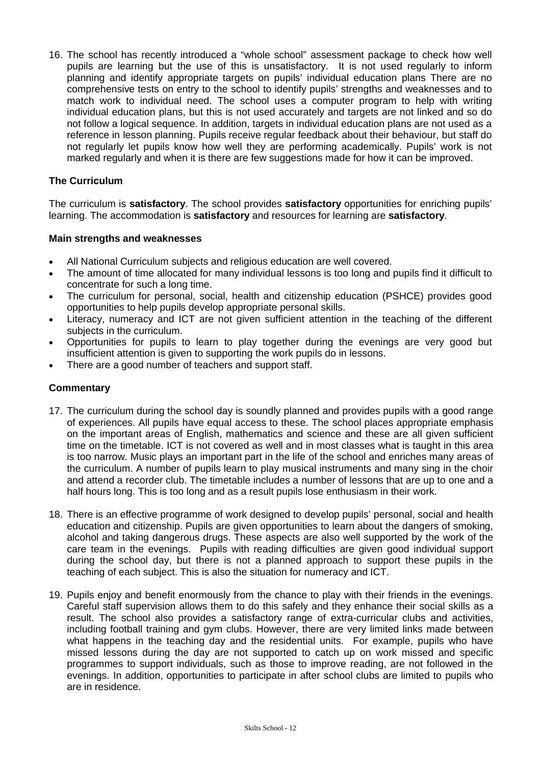16. The school has recently introduced a "whole school" assessment package to check how well pupils are learning but the use of this is unsatisfactory. It is not used regularly to inform planning and identify appropriate targets on pupils' individual education plans There are no comprehensive tests on entry to the school to identify pupils' strengths and weaknesses and to match work to individual need. The school uses a computer program to help with writing individual education plans, but this is not used accurately and targets are not linked and so do not follow a logical sequence. In addition, targets in individual education plans are not used as a reference in lesson planning. Pupils receive regular feedback about their behaviour, but staff do not regularly let pupils know how well they are performing academically. Pupils' work is not marked regularly and when it is there are few suggestions made for how it can be improved.

### The Curriculum

The curriculum is **satisfactory**. The school provides **satisfactory** opportunities for enriching pupils' learning. The accommodation is **satisfactory** and resources for learning are **satisfactory**.

#### Main strengths and weaknesses

- All National Curriculum subjects and religious education are well covered.
- The amount of time allocated for many individual lessons is too long and pupils find it difficult to concentrate for such a long time.
- The curriculum for personal, social, health and citizenship education (PSHCE) provides good opportunities to help pupils develop appropriate personal skills.
- Literacy, numeracy and ICT are not given sufficient attention in the teaching of the different subjects in the curriculum.
- Opportunities for pupils to learn to play together during the evenings are very good but insufficient attention is given to supporting the work pupils do in lessons.
- There are a good number of teachers and support staff.

#### Commentary

17. The curriculum during the school day is soundly planned and provides pupils with a good range of experiences. All pupils have equal access to these. The school places appropriate emphasis on the important areas of English, mathematics and science and these are all given sufficient time on the timetable. ICT is not covered as well and in most classes what is taught in this area is too narrow. Music plays an important part in the life of the school and enriches many areas of the curriculum. A number of pupils learn to play musical instruments and many sing in the choir and attend a recorder club. The timetable includes a number of lessons that are up to one and a half hours long. This is too long and as a result pupils lose enthusiasm in their work.

18. There is an effective programme of work designed to develop pupils' personal, social and health education and citizenship. Pupils are given opportunities to learn about the dangers of smoking, alcohol and taking dangerous drugs. These aspects are also well supported by the work of the care team in the evenings. Pupils with reading difficulties are given good individual support during the school day, but there is not a planned approach to support these pupils in the teaching of each subject. This is also the situation for numeracy and ICT.

19. Pupils enjoy and benefit enormously from the chance to play with their friends in the evenings. Careful staff supervision allows them to do this safely and they enhance their social skills as a result. The school also provides a satisfactory range of extra-curricular clubs and activities, including football training and gym clubs. However, there are very limited links made between what happens in the teaching day and the residential units. For example, pupils who have missed lessons during the day are not supported to catch up on work missed and specific programmes to support individuals, such as those to improve reading, are not followed in the evenings. In addition, opportunities to participate in after school clubs are limited to pupils who are in residence.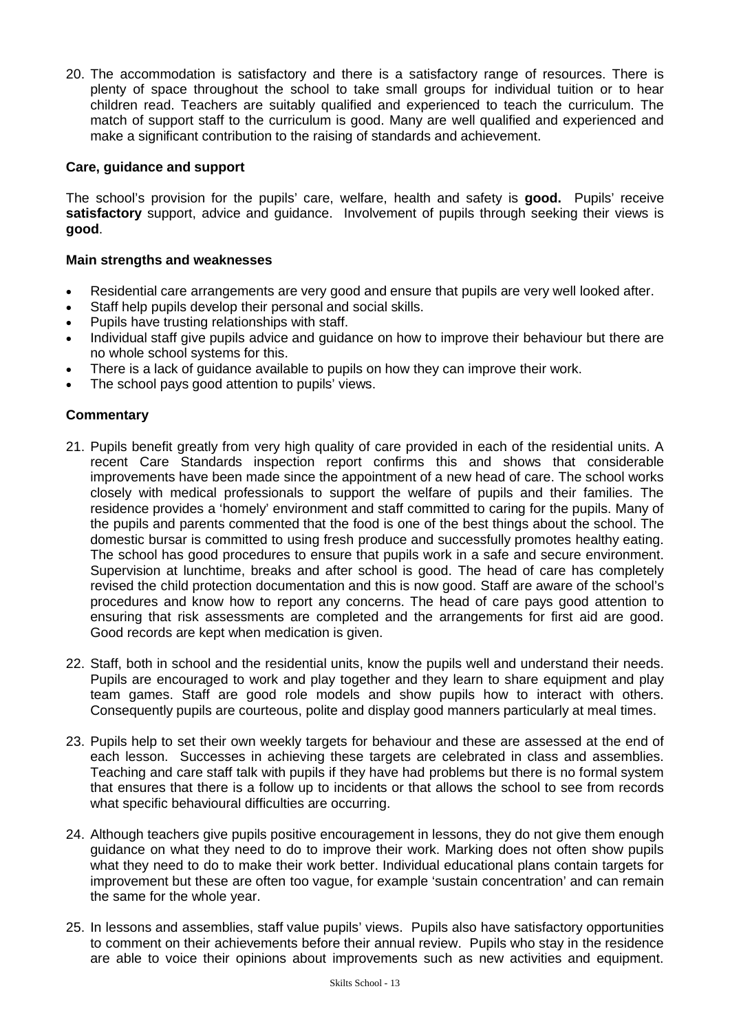20. The accommodation is satisfactory and there is a satisfactory range of resources. There is plenty of space throughout the school to take small groups for individual tuition or to hear children read. Teachers are suitably qualified and experienced to teach the curriculum. The match of support staff to the curriculum is good. Many are well qualified and experienced and make a significant contribution to the raising of standards and achievement.

### Care, guidance and support

The school's provision for the pupils' care, welfare, health and safety is **good.** Pupils' receive **satisfactory** support, advice and guidance. Involvement of pupils through seeking their views is **good**.

#### Main strengths and weaknesses

- Residential care arrangements are very good and ensure that pupils are very well looked after.
- Staff help pupils develop their personal and social skills.
- Pupils have trusting relationships with staff.
- Individual staff give pupils advice and guidance on how to improve their behaviour but there are no whole school systems for this.
- There is a lack of guidance available to pupils on how they can improve their work.
- The school pays good attention to pupils' views.

#### Commentary

21. Pupils benefit greatly from very high quality of care provided in each of the residential units. A recent Care Standards inspection report confirms this and shows that considerable improvements have been made since the appointment of a new head of care. The school works closely with medical professionals to support the welfare of pupils and their families. The residence provides a 'homely' environment and staff committed to caring for the pupils. Many of the pupils and parents commented that the food is one of the best things about the school. The domestic bursar is committed to using fresh produce and successfully promotes healthy eating. The school has good procedures to ensure that pupils work in a safe and secure environment. Supervision at lunchtime, breaks and after school is good. The head of care has completely revised the child protection documentation and this is now good. Staff are aware of the school's procedures and know how to report any concerns. The head of care pays good attention to ensuring that risk assessments are completed and the arrangements for first aid are good. Good records are kept when medication is given.

22. Staff, both in school and the residential units, know the pupils well and understand their needs. Pupils are encouraged to work and play together and they learn to share equipment and play team games. Staff are good role models and show pupils how to interact with others. Consequently pupils are courteous, polite and display good manners particularly at meal times.

23. Pupils help to set their own weekly targets for behaviour and these are assessed at the end of each lesson. Successes in achieving these targets are celebrated in class and assemblies. Teaching and care staff talk with pupils if they have had problems but there is no formal system that ensures that there is a follow up to incidents or that allows the school to see from records what specific behavioural difficulties are occurring.

24. Although teachers give pupils positive encouragement in lessons, they do not give them enough guidance on what they need to do to improve their work. Marking does not often show pupils what they need to do to make their work better. Individual educational plans contain targets for improvement but these are often too vague, for example 'sustain concentration' and can remain the same for the whole year.

25. In lessons and assemblies, staff value pupils' views. Pupils also have satisfactory opportunities to comment on their achievements before their annual review. Pupils who stay in the residence are able to voice their opinions about improvements such as new activities and equipment.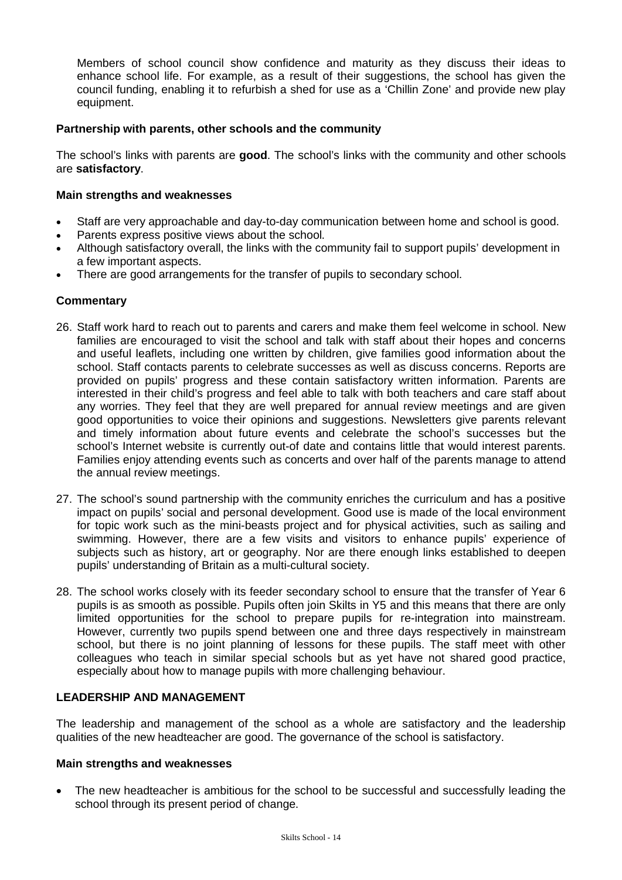Members of school council show confidence and maturity as they discuss their ideas to enhance school life. For example, as a result of their suggestions, the school has given the council funding, enabling it to refurbish a shed for use as a 'Chillin Zone' and provide new play equipment.

### Partnership with parents, other schools and the community

The school's links with parents are **good**. The school's links with the community and other schools are **satisfactory**.

#### Main strengths and weaknesses

- Staff are very approachable and day-to-day communication between home and school is good.
- Parents express positive views about the school.
- Although satisfactory overall, the links with the community fail to support pupils' development in a few important aspects.
- There are good arrangements for the transfer of pupils to secondary school.

#### Commentary

26. Staff work hard to reach out to parents and carers and make them feel welcome in school. New families are encouraged to visit the school and talk with staff about their hopes and concerns and useful leaflets, including one written by children, give families good information about the school. Staff contacts parents to celebrate successes as well as discuss concerns. Reports are provided on pupils' progress and these contain satisfactory written information. Parents are interested in their child's progress and feel able to talk with both teachers and care staff about any worries. They feel that they are well prepared for annual review meetings and are given good opportunities to voice their opinions and suggestions. Newsletters give parents relevant and timely information about future events and celebrate the school's successes but the school's Internet website is currently out-of date and contains little that would interest parents. Families enjoy attending events such as concerts and over half of the parents manage to attend the annual review meetings.

27. The school's sound partnership with the community enriches the curriculum and has a positive impact on pupils' social and personal development. Good use is made of the local environment for topic work such as the mini-beasts project and for physical activities, such as sailing and swimming. However, there are a few visits and visitors to enhance pupils' experience of subjects such as history, art or geography. Nor are there enough links established to deepen pupils' understanding of Britain as a multi-cultural society.

28. The school works closely with its feeder secondary school to ensure that the transfer of Year 6 pupils is as smooth as possible. Pupils often join Skilts in Y5 and this means that there are only limited opportunities for the school to prepare pupils for re-integration into mainstream. However, currently two pupils spend between one and three days respectively in mainstream school, but there is no joint planning of lessons for these pupils. The staff meet with other colleagues who teach in similar special schools but as yet have not shared good practice, especially about how to manage pupils with more challenging behaviour.

### LEADERSHIP AND MANAGEMENT

The leadership and management of the school as a whole are satisfactory and the leadership qualities of the new headteacher are good. The governance of the school is satisfactory.

#### Main strengths and weaknesses

- The new headteacher is ambitious for the school to be successful and successfully leading the school through its present period of change.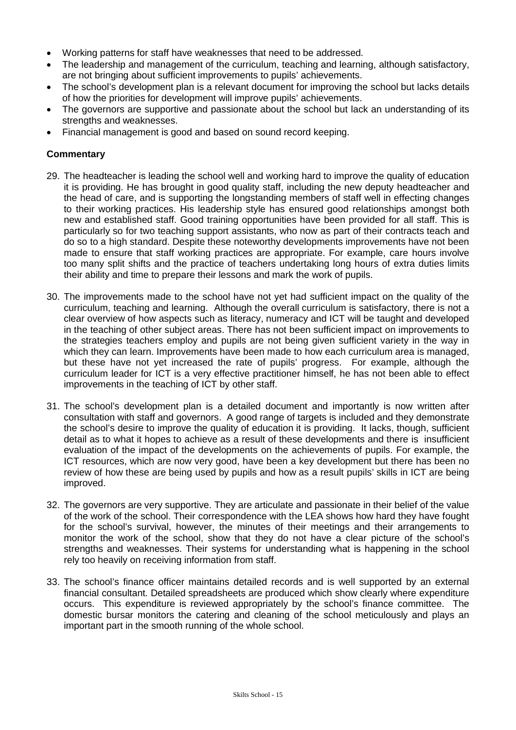- Working patterns for staff have weaknesses that need to be addressed.
- The leadership and management of the curriculum, teaching and learning, although satisfactory, are not bringing about sufficient improvements to pupils' achievements.
- The school's development plan is a relevant document for improving the school but lacks details of how the priorities for development will improve pupils' achievements.
- The governors are supportive and passionate about the school but lack an understanding of its strengths and weaknesses.
- Financial management is good and based on sound record keeping.

**Commentary**

29. The headteacher is leading the school well and working hard to improve the quality of education it is providing. He has brought in good quality staff, including the new deputy headteacher and the head of care, and is supporting the longstanding members of staff well in effecting changes to their working practices. His leadership style has ensured good relationships amongst both new and established staff. Good training opportunities have been provided for all staff. This is particularly so for two teaching support assistants, who now as part of their contracts teach and do so to a high standard. Despite these noteworthy developments improvements have not been made to ensure that staff working practices are appropriate. For example, care hours involve too many split shifts and the practice of teachers undertaking long hours of extra duties limits their ability and time to prepare their lessons and mark the work of pupils.

30. The improvements made to the school have not yet had sufficient impact on the quality of the curriculum, teaching and learning. Although the overall curriculum is satisfactory, there is not a clear overview of how aspects such as literacy, numeracy and ICT will be taught and developed in the teaching of other subject areas. There has not been sufficient impact on improvements to the strategies teachers employ and pupils are not being given sufficient variety in the way in which they can learn. Improvements have been made to how each curriculum area is managed, but these have not yet increased the rate of pupils' progress. For example, although the curriculum leader for ICT is a very effective practitioner himself, he has not been able to effect improvements in the teaching of ICT by other staff.

31. The school's development plan is a detailed document and importantly is now written after consultation with staff and governors. A good range of targets is included and they demonstrate the school's desire to improve the quality of education it is providing. It lacks, though, sufficient detail as to what it hopes to achieve as a result of these developments and there is insufficient evaluation of the impact of the developments on the achievements of pupils. For example, the ICT resources, which are now very good, have been a key development but there has been no review of how these are being used by pupils and how as a result pupils' skills in ICT are being improved.

32. The governors are very supportive. They are articulate and passionate in their belief of the value of the work of the school. Their correspondence with the LEA shows how hard they have fought for the school's survival, however, the minutes of their meetings and their arrangements to monitor the work of the school, show that they do not have a clear picture of the school's strengths and weaknesses. Their systems for understanding what is happening in the school rely too heavily on receiving information from staff.

33. The school's finance officer maintains detailed records and is well supported by an external financial consultant. Detailed spreadsheets are produced which show clearly where expenditure occurs. This expenditure is reviewed appropriately by the school's finance committee. The domestic bursar monitors the catering and cleaning of the school meticulously and plays an important part in the smooth running of the whole school.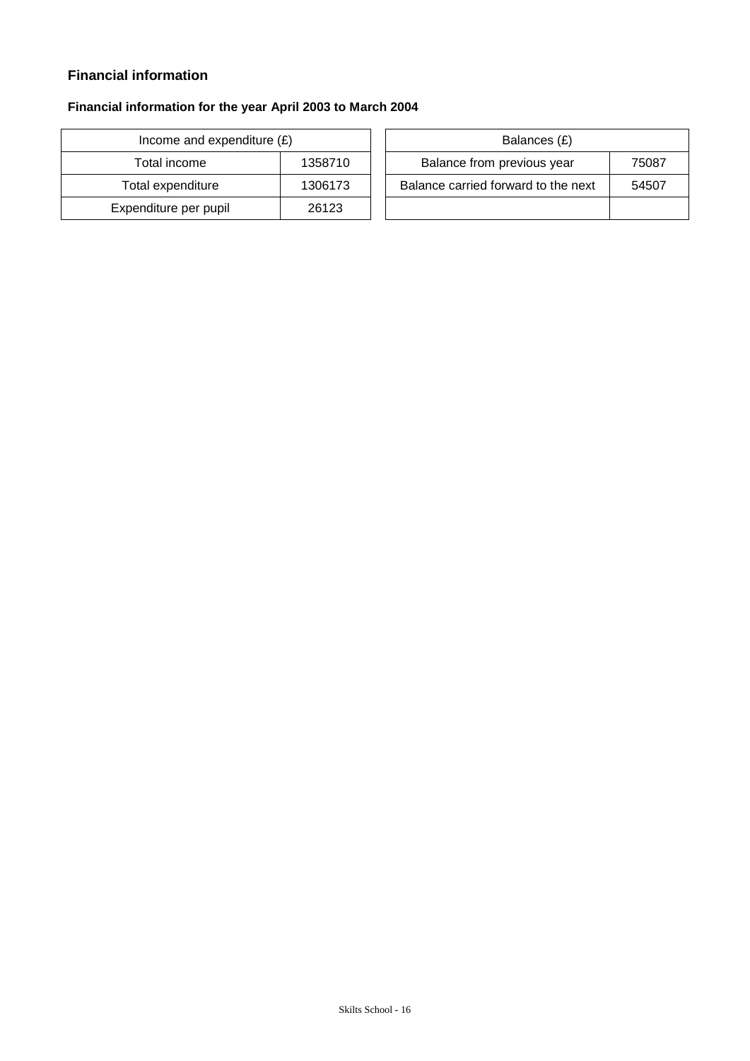## Financial information

### Financial information for the year April 2003 to March 2004

| Income and expenditure (£) | |
|---|---|
| Total income | 1358710 |
| Total expenditure | 1306173 |
| Expenditure per pupil | 26123 |

| Balances (£) | |
|---|---|
| Balance from previous year | 75087 |
| Balance carried forward to the next | 54507 |
| | |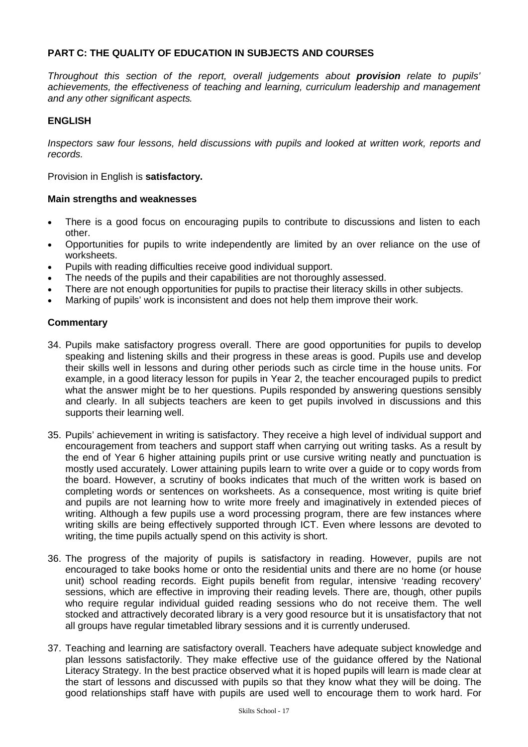## PART C: THE QUALITY OF EDUCATION IN SUBJECTS AND COURSES

*Throughout this section of the report, overall judgements about **provision** relate to pupils' achievements, the effectiveness of teaching and learning, curriculum leadership and management and any other significant aspects.*

### ENGLISH

*Inspectors saw four lessons, held discussions with pupils and looked at written work, reports and records.*

Provision in English is **satisfactory.**

#### Main strengths and weaknesses

- There is a good focus on encouraging pupils to contribute to discussions and listen to each other.
- Opportunities for pupils to write independently are limited by an over reliance on the use of worksheets.
- Pupils with reading difficulties receive good individual support.
- The needs of the pupils and their capabilities are not thoroughly assessed.
- There are not enough opportunities for pupils to practise their literacy skills in other subjects.
- Marking of pupils' work is inconsistent and does not help them improve their work.

#### Commentary

34. Pupils make satisfactory progress overall. There are good opportunities for pupils to develop speaking and listening skills and their progress in these areas is good. Pupils use and develop their skills well in lessons and during other periods such as circle time in the house units. For example, in a good literacy lesson for pupils in Year 2, the teacher encouraged pupils to predict what the answer might be to her questions. Pupils responded by answering questions sensibly and clearly. In all subjects teachers are keen to get pupils involved in discussions and this supports their learning well.

35. Pupils' achievement in writing is satisfactory. They receive a high level of individual support and encouragement from teachers and support staff when carrying out writing tasks. As a result by the end of Year 6 higher attaining pupils print or use cursive writing neatly and punctuation is mostly used accurately. Lower attaining pupils learn to write over a guide or to copy words from the board. However, a scrutiny of books indicates that much of the written work is based on completing words or sentences on worksheets. As a consequence, most writing is quite brief and pupils are not learning how to write more freely and imaginatively in extended pieces of writing. Although a few pupils use a word processing program, there are few instances where writing skills are being effectively supported through ICT. Even where lessons are devoted to writing, the time pupils actually spend on this activity is short.

36. The progress of the majority of pupils is satisfactory in reading. However, pupils are not encouraged to take books home or onto the residential units and there are no home (or house unit) school reading records. Eight pupils benefit from regular, intensive 'reading recovery' sessions, which are effective in improving their reading levels. There are, though, other pupils who require regular individual guided reading sessions who do not receive them. The well stocked and attractively decorated library is a very good resource but it is unsatisfactory that not all groups have regular timetabled library sessions and it is currently underused.

37. Teaching and learning are satisfactory overall. Teachers have adequate subject knowledge and plan lessons satisfactorily. They make effective use of the guidance offered by the National Literacy Strategy. In the best practice observed what it is hoped pupils will learn is made clear at the start of lessons and discussed with pupils so that they know what they will be doing. The good relationships staff have with pupils are used well to encourage them to work hard. For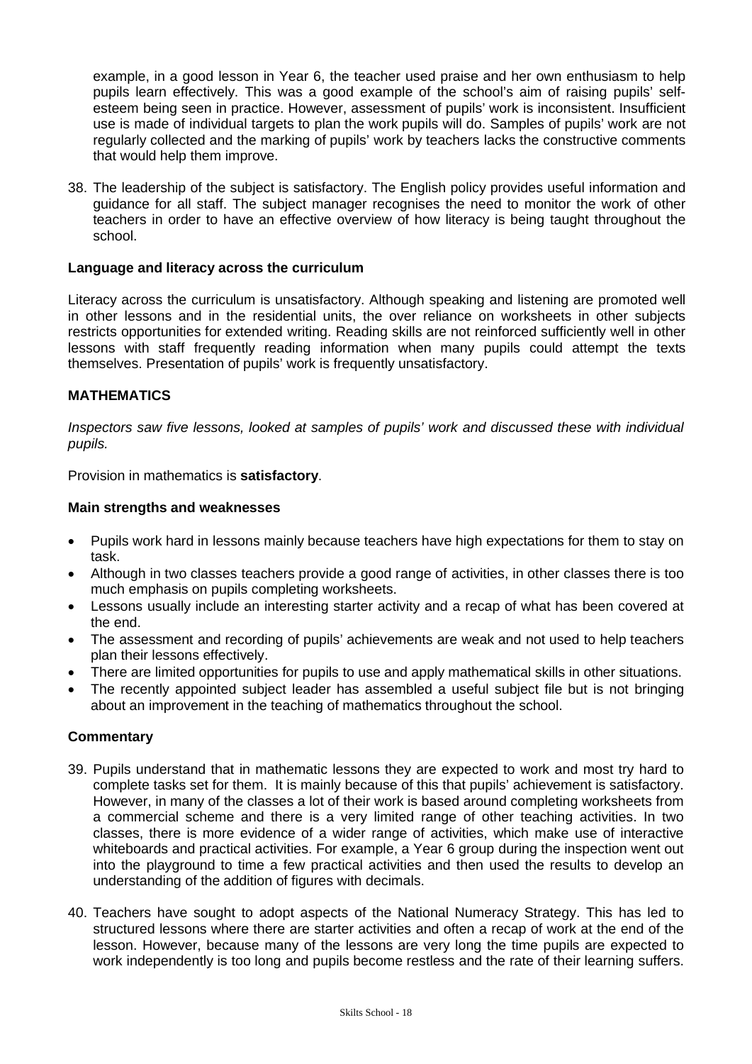example, in a good lesson in Year 6, the teacher used praise and her own enthusiasm to help pupils learn effectively. This was a good example of the school's aim of raising pupils' self-esteem being seen in practice. However, assessment of pupils' work is inconsistent. Insufficient use is made of individual targets to plan the work pupils will do. Samples of pupils' work are not regularly collected and the marking of pupils' work by teachers lacks the constructive comments that would help them improve.

38. The leadership of the subject is satisfactory. The English policy provides useful information and guidance for all staff. The subject manager recognises the need to monitor the work of other teachers in order to have an effective overview of how literacy is being taught throughout the school.

### Language and literacy across the curriculum

Literacy across the curriculum is unsatisfactory. Although speaking and listening are promoted well in other lessons and in the residential units, the over reliance on worksheets in other subjects restricts opportunities for extended writing. Reading skills are not reinforced sufficiently well in other lessons with staff frequently reading information when many pupils could attempt the texts themselves. Presentation of pupils' work is frequently unsatisfactory.

## MATHEMATICS

*Inspectors saw five lessons, looked at samples of pupils' work and discussed these with individual pupils.*

Provision in mathematics is **satisfactory**.

### Main strengths and weaknesses

- Pupils work hard in lessons mainly because teachers have high expectations for them to stay on task.
- Although in two classes teachers provide a good range of activities, in other classes there is too much emphasis on pupils completing worksheets.
- Lessons usually include an interesting starter activity and a recap of what has been covered at the end.
- The assessment and recording of pupils' achievements are weak and not used to help teachers plan their lessons effectively.
- There are limited opportunities for pupils to use and apply mathematical skills in other situations.
- The recently appointed subject leader has assembled a useful subject file but is not bringing about an improvement in the teaching of mathematics throughout the school.

### Commentary

39. Pupils understand that in mathematic lessons they are expected to work and most try hard to complete tasks set for them. It is mainly because of this that pupils' achievement is satisfactory. However, in many of the classes a lot of their work is based around completing worksheets from a commercial scheme and there is a very limited range of other teaching activities. In two classes, there is more evidence of a wider range of activities, which make use of interactive whiteboards and practical activities. For example, a Year 6 group during the inspection went out into the playground to time a few practical activities and then used the results to develop an understanding of the addition of figures with decimals.

40. Teachers have sought to adopt aspects of the National Numeracy Strategy. This has led to structured lessons where there are starter activities and often a recap of work at the end of the lesson. However, because many of the lessons are very long the time pupils are expected to work independently is too long and pupils become restless and the rate of their learning suffers.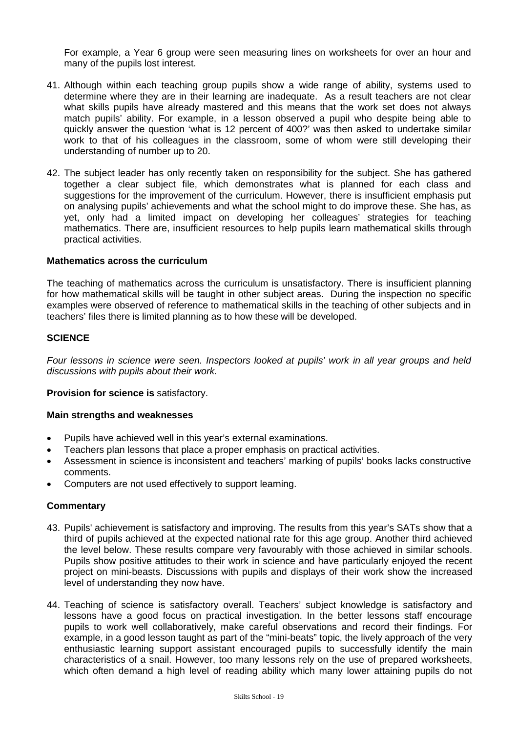For example, a Year 6 group were seen measuring lines on worksheets for over an hour and many of the pupils lost interest.

41. Although within each teaching group pupils show a wide range of ability, systems used to determine where they are in their learning are inadequate. As a result teachers are not clear what skills pupils have already mastered and this means that the work set does not always match pupils' ability. For example, in a lesson observed a pupil who despite being able to quickly answer the question 'what is 12 percent of 400?' was then asked to undertake similar work to that of his colleagues in the classroom, some of whom were still developing their understanding of number up to 20.

42. The subject leader has only recently taken on responsibility for the subject. She has gathered together a clear subject file, which demonstrates what is planned for each class and suggestions for the improvement of the curriculum. However, there is insufficient emphasis put on analysing pupils' achievements and what the school might to do improve these. She has, as yet, only had a limited impact on developing her colleagues' strategies for teaching mathematics. There are, insufficient resources to help pupils learn mathematical skills through practical activities.

**Mathematics across the curriculum**

The teaching of mathematics across the curriculum is unsatisfactory. There is insufficient planning for how mathematical skills will be taught in other subject areas. During the inspection no specific examples were observed of reference to mathematical skills in the teaching of other subjects and in teachers' files there is limited planning as to how these will be developed.

## SCIENCE

*Four lessons in science were seen. Inspectors looked at pupils' work in all year groups and held discussions with pupils about their work.*

**Provision for science is** satisfactory.

**Main strengths and weaknesses**

- Pupils have achieved well in this year's external examinations.
- Teachers plan lessons that place a proper emphasis on practical activities.
- Assessment in science is inconsistent and teachers' marking of pupils' books lacks constructive comments.
- Computers are not used effectively to support learning.

**Commentary**

43. Pupils' achievement is satisfactory and improving. The results from this year's SATs show that a third of pupils achieved at the expected national rate for this age group. Another third achieved the level below. These results compare very favourably with those achieved in similar schools. Pupils show positive attitudes to their work in science and have particularly enjoyed the recent project on mini-beasts. Discussions with pupils and displays of their work show the increased level of understanding they now have.

44. Teaching of science is satisfactory overall. Teachers' subject knowledge is satisfactory and lessons have a good focus on practical investigation. In the better lessons staff encourage pupils to work well collaboratively, make careful observations and record their findings. For example, in a good lesson taught as part of the "mini-beats" topic, the lively approach of the very enthusiastic learning support assistant encouraged pupils to successfully identify the main characteristics of a snail. However, too many lessons rely on the use of prepared worksheets, which often demand a high level of reading ability which many lower attaining pupils do not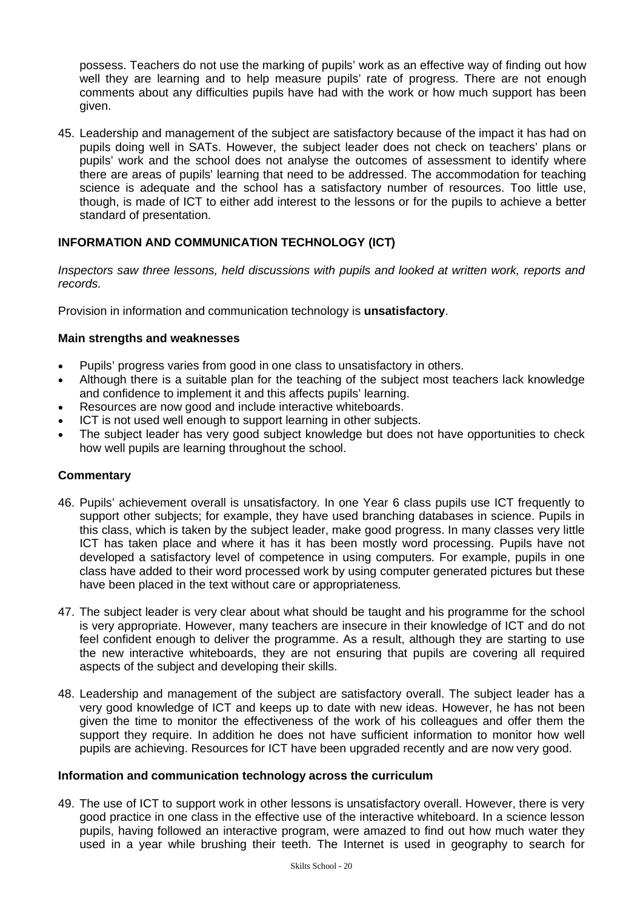possess. Teachers do not use the marking of pupils' work as an effective way of finding out how well they are learning and to help measure pupils' rate of progress. There are not enough comments about any difficulties pupils have had with the work or how much support has been given.

45. Leadership and management of the subject are satisfactory because of the impact it has had on pupils doing well in SATs. However, the subject leader does not check on teachers' plans or pupils' work and the school does not analyse the outcomes of assessment to identify where there are areas of pupils' learning that need to be addressed. The accommodation for teaching science is adequate and the school has a satisfactory number of resources. Too little use, though, is made of ICT to either add interest to the lessons or for the pupils to achieve a better standard of presentation.

### INFORMATION AND COMMUNICATION TECHNOLOGY (ICT)

*Inspectors saw three lessons, held discussions with pupils and looked at written work, reports and records.*

Provision in information and communication technology is **unsatisfactory**.

#### Main strengths and weaknesses

- Pupils' progress varies from good in one class to unsatisfactory in others.
- Although there is a suitable plan for the teaching of the subject most teachers lack knowledge and confidence to implement it and this affects pupils' learning.
- Resources are now good and include interactive whiteboards.
- ICT is not used well enough to support learning in other subjects.
- The subject leader has very good subject knowledge but does not have opportunities to check how well pupils are learning throughout the school.

#### Commentary

46. Pupils' achievement overall is unsatisfactory. In one Year 6 class pupils use ICT frequently to support other subjects; for example, they have used branching databases in science. Pupils in this class, which is taken by the subject leader, make good progress. In many classes very little ICT has taken place and where it has it has been mostly word processing. Pupils have not developed a satisfactory level of competence in using computers. For example, pupils in one class have added to their word processed work by using computer generated pictures but these have been placed in the text without care or appropriateness.

47. The subject leader is very clear about what should be taught and his programme for the school is very appropriate. However, many teachers are insecure in their knowledge of ICT and do not feel confident enough to deliver the programme. As a result, although they are starting to use the new interactive whiteboards, they are not ensuring that pupils are covering all required aspects of the subject and developing their skills.

48. Leadership and management of the subject are satisfactory overall. The subject leader has a very good knowledge of ICT and keeps up to date with new ideas. However, he has not been given the time to monitor the effectiveness of the work of his colleagues and offer them the support they require. In addition he does not have sufficient information to monitor how well pupils are achieving. Resources for ICT have been upgraded recently and are now very good.

#### Information and communication technology across the curriculum

49. The use of ICT to support work in other lessons is unsatisfactory overall. However, there is very good practice in one class in the effective use of the interactive whiteboard. In a science lesson pupils, having followed an interactive program, were amazed to find out how much water they used in a year while brushing their teeth. The Internet is used in geography to search for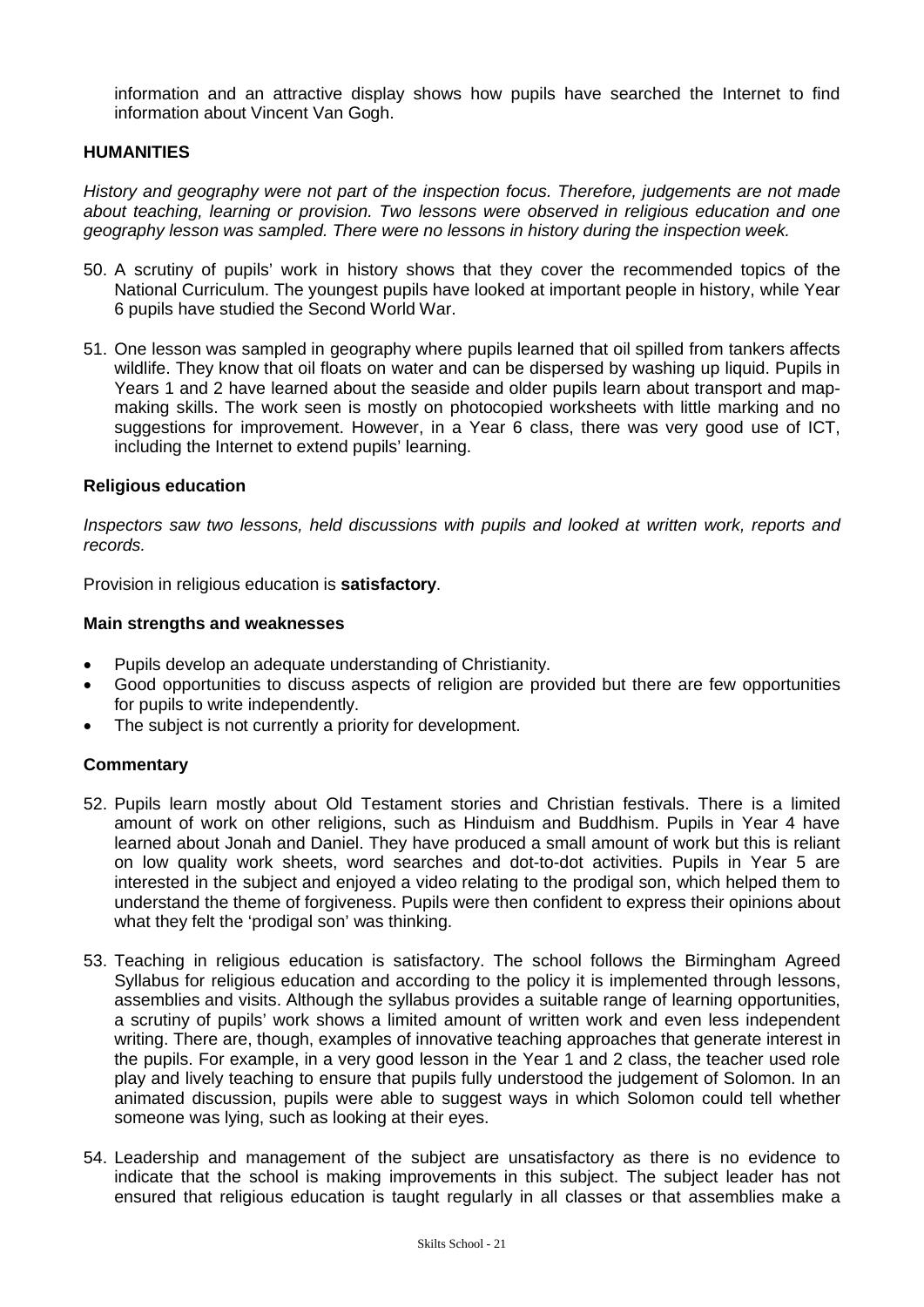information and an attractive display shows how pupils have searched the Internet to find information about Vincent Van Gogh.

## HUMANITIES

*History and geography were not part of the inspection focus. Therefore, judgements are not made about teaching, learning or provision. Two lessons were observed in religious education and one geography lesson was sampled. There were no lessons in history during the inspection week.*

50. A scrutiny of pupils' work in history shows that they cover the recommended topics of the National Curriculum. The youngest pupils have looked at important people in history, while Year 6 pupils have studied the Second World War.

51. One lesson was sampled in geography where pupils learned that oil spilled from tankers affects wildlife. They know that oil floats on water and can be dispersed by washing up liquid. Pupils in Years 1 and 2 have learned about the seaside and older pupils learn about transport and map-making skills. The work seen is mostly on photocopied worksheets with little marking and no suggestions for improvement. However, in a Year 6 class, there was very good use of ICT, including the Internet to extend pupils' learning.

### Religious education

*Inspectors saw two lessons, held discussions with pupils and looked at written work, reports and records.*

Provision in religious education is **satisfactory**.

### Main strengths and weaknesses

- Pupils develop an adequate understanding of Christianity.
- Good opportunities to discuss aspects of religion are provided but there are few opportunities for pupils to write independently.
- The subject is not currently a priority for development.

### Commentary

52. Pupils learn mostly about Old Testament stories and Christian festivals. There is a limited amount of work on other religions, such as Hinduism and Buddhism. Pupils in Year 4 have learned about Jonah and Daniel. They have produced a small amount of work but this is reliant on low quality work sheets, word searches and dot-to-dot activities. Pupils in Year 5 are interested in the subject and enjoyed a video relating to the prodigal son, which helped them to understand the theme of forgiveness. Pupils were then confident to express their opinions about what they felt the 'prodigal son' was thinking.

53. Teaching in religious education is satisfactory. The school follows the Birmingham Agreed Syllabus for religious education and according to the policy it is implemented through lessons, assemblies and visits. Although the syllabus provides a suitable range of learning opportunities, a scrutiny of pupils' work shows a limited amount of written work and even less independent writing. There are, though, examples of innovative teaching approaches that generate interest in the pupils. For example, in a very good lesson in the Year 1 and 2 class, the teacher used role play and lively teaching to ensure that pupils fully understood the judgement of Solomon. In an animated discussion, pupils were able to suggest ways in which Solomon could tell whether someone was lying, such as looking at their eyes.

54. Leadership and management of the subject are unsatisfactory as there is no evidence to indicate that the school is making improvements in this subject. The subject leader has not ensured that religious education is taught regularly in all classes or that assemblies make a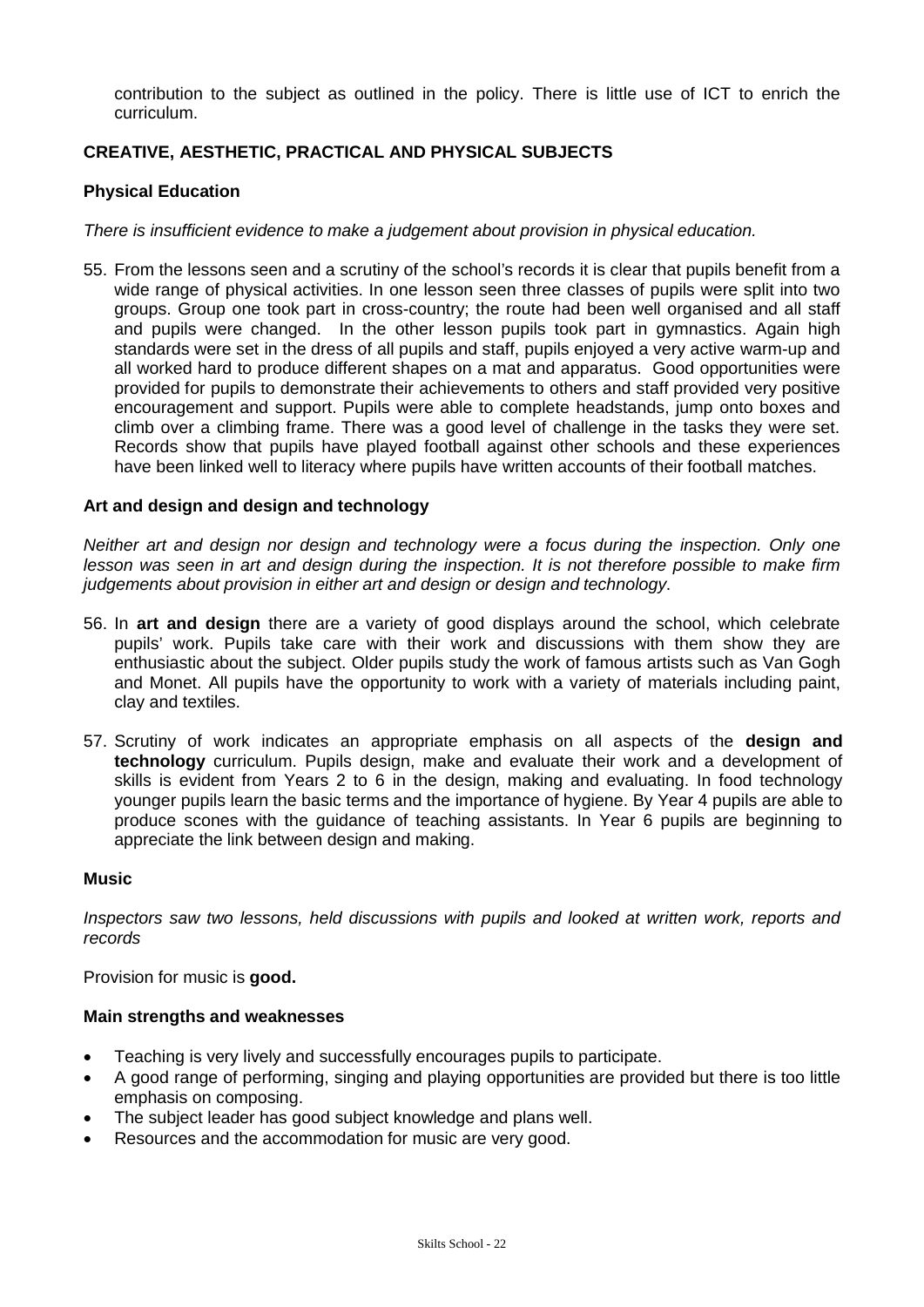contribution to the subject as outlined in the policy. There is little use of ICT to enrich the curriculum.

## CREATIVE, AESTHETIC, PRACTICAL AND PHYSICAL SUBJECTS

### Physical Education

*There is insufficient evidence to make a judgement about provision in physical education.*

55. From the lessons seen and a scrutiny of the school's records it is clear that pupils benefit from a wide range of physical activities. In one lesson seen three classes of pupils were split into two groups. Group one took part in cross-country; the route had been well organised and all staff and pupils were changed. In the other lesson pupils took part in gymnastics. Again high standards were set in the dress of all pupils and staff, pupils enjoyed a very active warm-up and all worked hard to produce different shapes on a mat and apparatus. Good opportunities were provided for pupils to demonstrate their achievements to others and staff provided very positive encouragement and support. Pupils were able to complete headstands, jump onto boxes and climb over a climbing frame. There was a good level of challenge in the tasks they were set. Records show that pupils have played football against other schools and these experiences have been linked well to literacy where pupils have written accounts of their football matches.

### Art and design and design and technology

*Neither art and design nor design and technology were a focus during the inspection. Only one lesson was seen in art and design during the inspection. It is not therefore possible to make firm judgements about provision in either art and design or design and technology.*

56. In **art and design** there are a variety of good displays around the school, which celebrate pupils' work. Pupils take care with their work and discussions with them show they are enthusiastic about the subject. Older pupils study the work of famous artists such as Van Gogh and Monet. All pupils have the opportunity to work with a variety of materials including paint, clay and textiles.

57. Scrutiny of work indicates an appropriate emphasis on all aspects of the **design and technology** curriculum. Pupils design, make and evaluate their work and a development of skills is evident from Years 2 to 6 in the design, making and evaluating. In food technology younger pupils learn the basic terms and the importance of hygiene. By Year 4 pupils are able to produce scones with the guidance of teaching assistants. In Year 6 pupils are beginning to appreciate the link between design and making.

### Music

*Inspectors saw two lessons, held discussions with pupils and looked at written work, reports and records*

Provision for music is **good.**

#### Main strengths and weaknesses

- Teaching is very lively and successfully encourages pupils to participate.
- A good range of performing, singing and playing opportunities are provided but there is too little emphasis on composing.
- The subject leader has good subject knowledge and plans well.
- Resources and the accommodation for music are very good.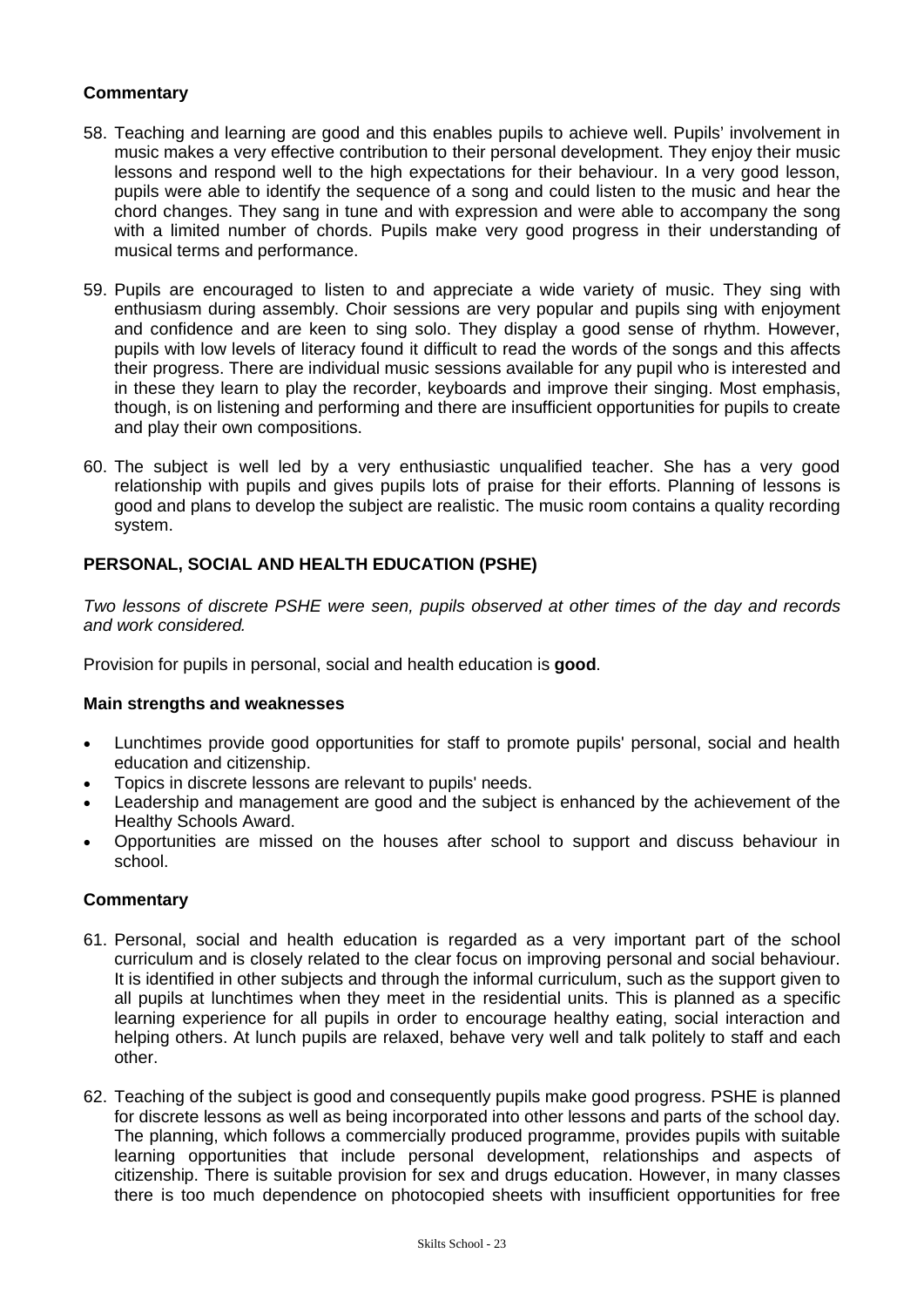### Commentary

58. Teaching and learning are good and this enables pupils to achieve well. Pupils' involvement in music makes a very effective contribution to their personal development. They enjoy their music lessons and respond well to the high expectations for their behaviour. In a very good lesson, pupils were able to identify the sequence of a song and could listen to the music and hear the chord changes. They sang in tune and with expression and were able to accompany the song with a limited number of chords. Pupils make very good progress in their understanding of musical terms and performance.

59. Pupils are encouraged to listen to and appreciate a wide variety of music. They sing with enthusiasm during assembly. Choir sessions are very popular and pupils sing with enjoyment and confidence and are keen to sing solo. They display a good sense of rhythm. However, pupils with low levels of literacy found it difficult to read the words of the songs and this affects their progress. There are individual music sessions available for any pupil who is interested and in these they learn to play the recorder, keyboards and improve their singing. Most emphasis, though, is on listening and performing and there are insufficient opportunities for pupils to create and play their own compositions.

60. The subject is well led by a very enthusiastic unqualified teacher. She has a very good relationship with pupils and gives pupils lots of praise for their efforts. Planning of lessons is good and plans to develop the subject are realistic. The music room contains a quality recording system.

## PERSONAL, SOCIAL AND HEALTH EDUCATION (PSHE)

*Two lessons of discrete PSHE were seen, pupils observed at other times of the day and records and work considered.*

Provision for pupils in personal, social and health education is **good**.

### Main strengths and weaknesses

- Lunchtimes provide good opportunities for staff to promote pupils' personal, social and health education and citizenship.
- Topics in discrete lessons are relevant to pupils' needs.
- Leadership and management are good and the subject is enhanced by the achievement of the Healthy Schools Award.
- Opportunities are missed on the houses after school to support and discuss behaviour in school.

### Commentary

61. Personal, social and health education is regarded as a very important part of the school curriculum and is closely related to the clear focus on improving personal and social behaviour. It is identified in other subjects and through the informal curriculum, such as the support given to all pupils at lunchtimes when they meet in the residential units. This is planned as a specific learning experience for all pupils in order to encourage healthy eating, social interaction and helping others. At lunch pupils are relaxed, behave very well and talk politely to staff and each other.

62. Teaching of the subject is good and consequently pupils make good progress. PSHE is planned for discrete lessons as well as being incorporated into other lessons and parts of the school day. The planning, which follows a commercially produced programme, provides pupils with suitable learning opportunities that include personal development, relationships and aspects of citizenship. There is suitable provision for sex and drugs education. However, in many classes there is too much dependence on photocopied sheets with insufficient opportunities for free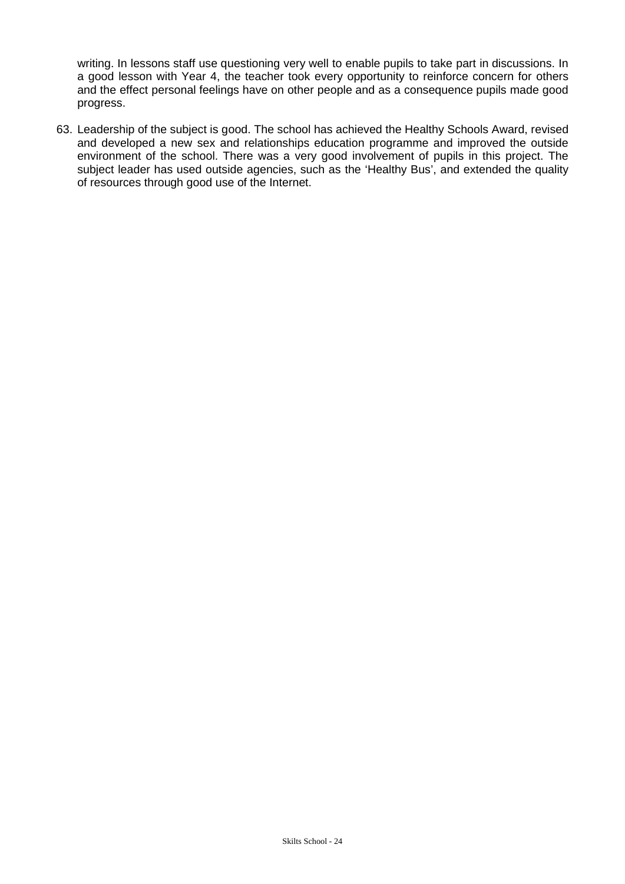writing. In lessons staff use questioning very well to enable pupils to take part in discussions. In a good lesson with Year 4, the teacher took every opportunity to reinforce concern for others and the effect personal feelings have on other people and as a consequence pupils made good progress.

63. Leadership of the subject is good. The school has achieved the Healthy Schools Award, revised and developed a new sex and relationships education programme and improved the outside environment of the school. There was a very good involvement of pupils in this project. The subject leader has used outside agencies, such as the 'Healthy Bus', and extended the quality of resources through good use of the Internet.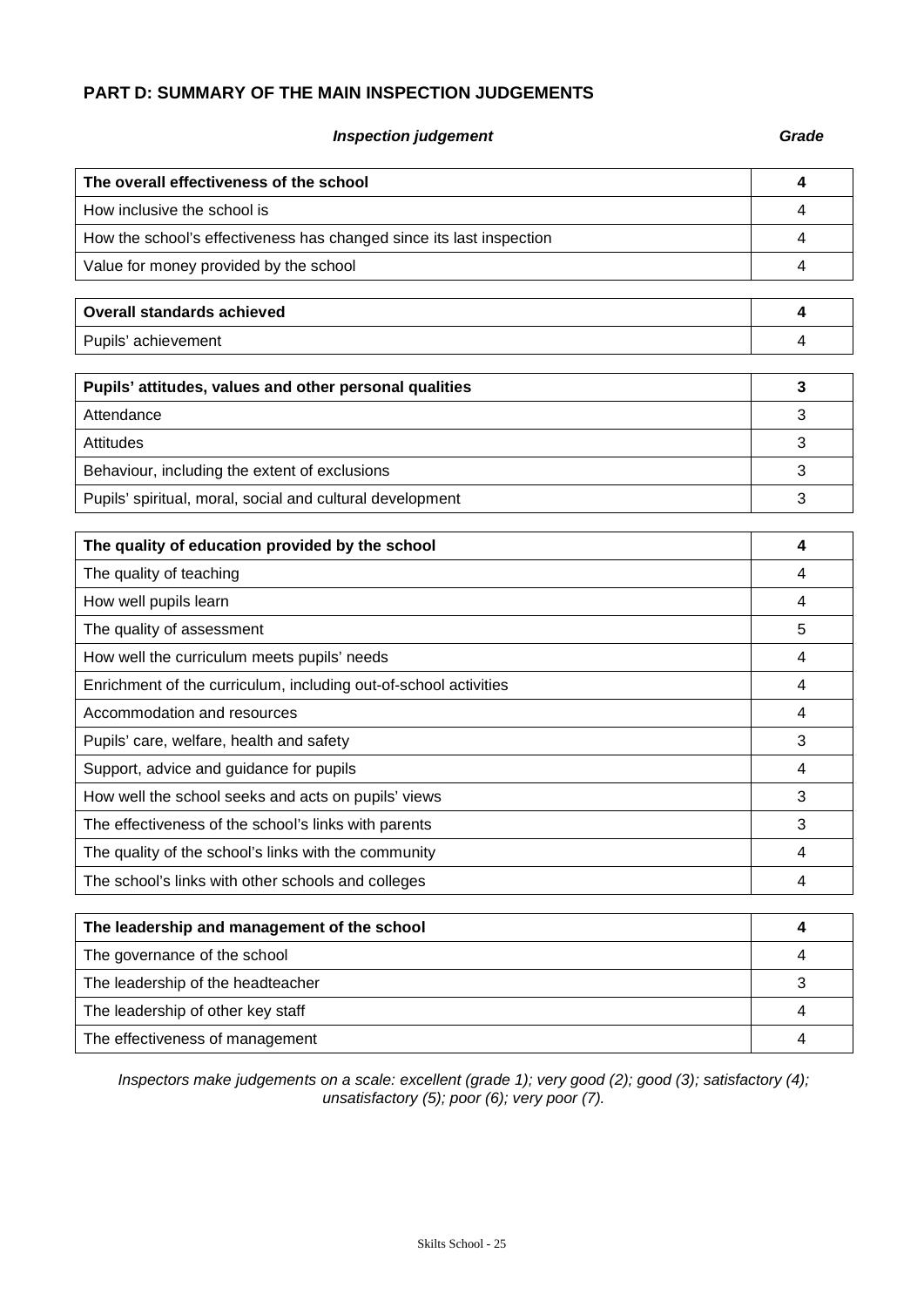## PART D: SUMMARY OF THE MAIN INSPECTION JUDGEMENTS

| *Inspection judgement* | *Grade* |
|---|---|
| **The overall effectiveness of the school** | **4** |
| How inclusive the school is | 4 |
| How the school's effectiveness has changed since its last inspection | 4 |
| Value for money provided by the school | 4 |
| **Overall standards achieved** | **4** |
| Pupils' achievement | 4 |
| **Pupils' attitudes, values and other personal qualities** | **3** |
| Attendance | 3 |
| Attitudes | 3 |
| Behaviour, including the extent of exclusions | 3 |
| Pupils' spiritual, moral, social and cultural development | 3 |
| **The quality of education provided by the school** | **4** |
| The quality of teaching | 4 |
| How well pupils learn | 4 |
| The quality of assessment | 5 |
| How well the curriculum meets pupils' needs | 4 |
| Enrichment of the curriculum, including out-of-school activities | 4 |
| Accommodation and resources | 4 |
| Pupils' care, welfare, health and safety | 3 |
| Support, advice and guidance for pupils | 4 |
| How well the school seeks and acts on pupils' views | 3 |
| The effectiveness of the school's links with parents | 3 |
| The quality of the school's links with the community | 4 |
| The school's links with other schools and colleges | 4 |
| **The leadership and management of the school** | **4** |
| The governance of the school | 4 |
| The leadership of the headteacher | 3 |
| The leadership of other key staff | 4 |
| The effectiveness of management | 4 |

*Inspectors make judgements on a scale: excellent (grade 1); very good (2); good (3); satisfactory (4); unsatisfactory (5); poor (6); very poor (7).*